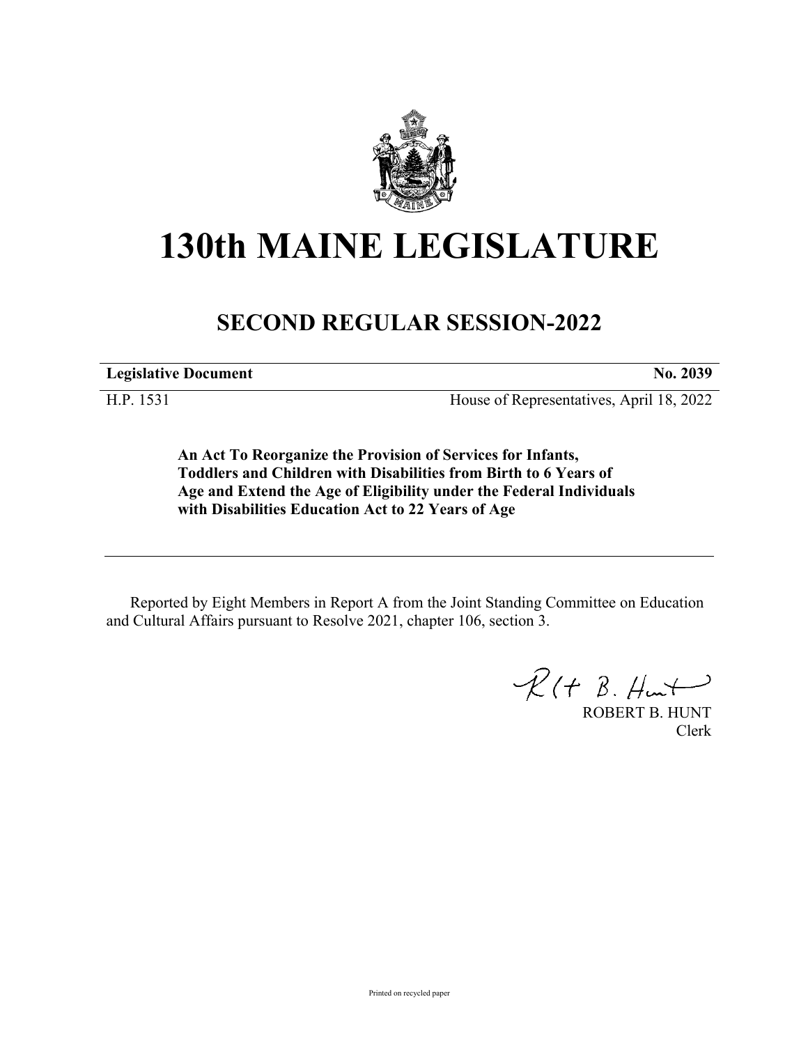# 130th MAINE LEGISLATURE

## SECOND REGULAR SESSION-2022

**Legislative Document** **No. 2039**

H.P. 1531 House of Representatives, April 18, 2022

**An Act To Reorganize the Provision of Services for Infants, Toddlers and Children with Disabilities from Birth to 6 Years of Age and Extend the Age of Eligibility under the Federal Individuals with Disabilities Education Act to 22 Years of Age**

Reported by Eight Members in Report A from the Joint Standing Committee on Education and Cultural Affairs pursuant to Resolve 2021, chapter 106, section 3.

ROBERT B. HUNT
Clerk

Printed on recycled paper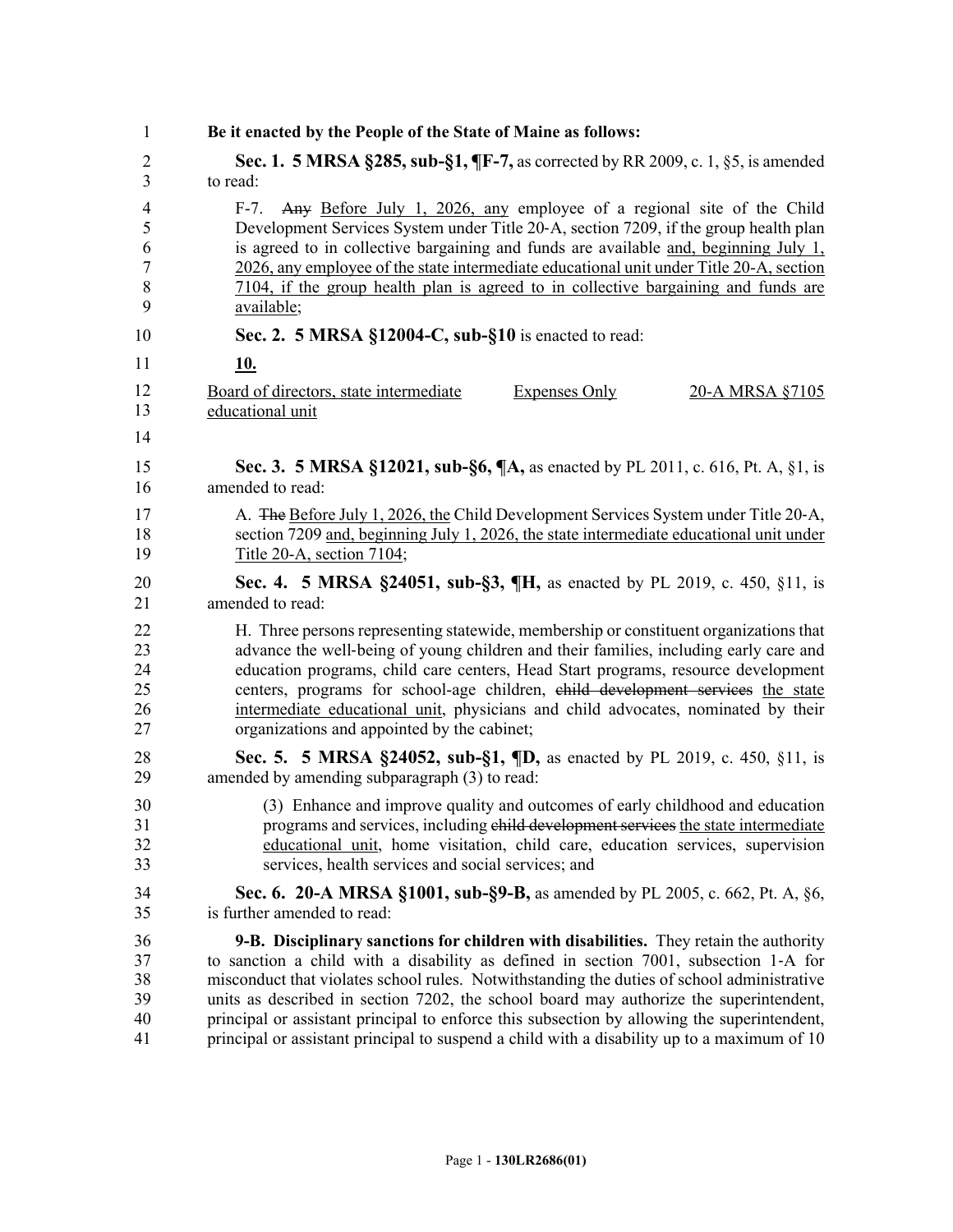**Be it enacted by the People of the State of Maine as follows:**

**Sec. 1. 5 MRSA §285, sub-§1, ¶F-7,** as corrected by RR 2009, c. 1, §5, is amended to read:

F-7. ~~Any~~ Before July 1, 2026, any employee of a regional site of the Child Development Services System under Title 20-A, section 7209, if the group health plan is agreed to in collective bargaining and funds are available and, beginning July 1, 2026, any employee of the state intermediate educational unit under Title 20-A, section 7104, if the group health plan is agreed to in collective bargaining and funds are available;

**Sec. 2. 5 MRSA §12004-C, sub-§10** is enacted to read:

**10.**

| Board of directors, state intermediate educational unit | Expenses Only | 20-A MRSA §7105 |
|---|---|---|

**Sec. 3. 5 MRSA §12021, sub-§6, ¶A,** as enacted by PL 2011, c. 616, Pt. A, §1, is amended to read:

A. ~~The~~ Before July 1, 2026, the Child Development Services System under Title 20-A, section 7209 and, beginning July 1, 2026, the state intermediate educational unit under Title 20-A, section 7104;

**Sec. 4. 5 MRSA §24051, sub-§3, ¶H,** as enacted by PL 2019, c. 450, §11, is amended to read:

H. Three persons representing statewide, membership or constituent organizations that advance the well-being of young children and their families, including early care and education programs, child care centers, Head Start programs, resource development centers, programs for school-age children, ~~child development services~~ the state intermediate educational unit, physicians and child advocates, nominated by their organizations and appointed by the cabinet;

**Sec. 5. 5 MRSA §24052, sub-§1, ¶D,** as enacted by PL 2019, c. 450, §11, is amended by amending subparagraph (3) to read:

(3) Enhance and improve quality and outcomes of early childhood and education programs and services, including ~~child development services~~ the state intermediate educational unit, home visitation, child care, education services, supervision services, health services and social services; and

**Sec. 6. 20-A MRSA §1001, sub-§9-B,** as amended by PL 2005, c. 662, Pt. A, §6, is further amended to read:

**9-B. Disciplinary sanctions for children with disabilities.** They retain the authority to sanction a child with a disability as defined in section 7001, subsection 1-A for misconduct that violates school rules. Notwithstanding the duties of school administrative units as described in section 7202, the school board may authorize the superintendent, principal or assistant principal to enforce this subsection by allowing the superintendent, principal or assistant principal to suspend a child with a disability up to a maximum of 10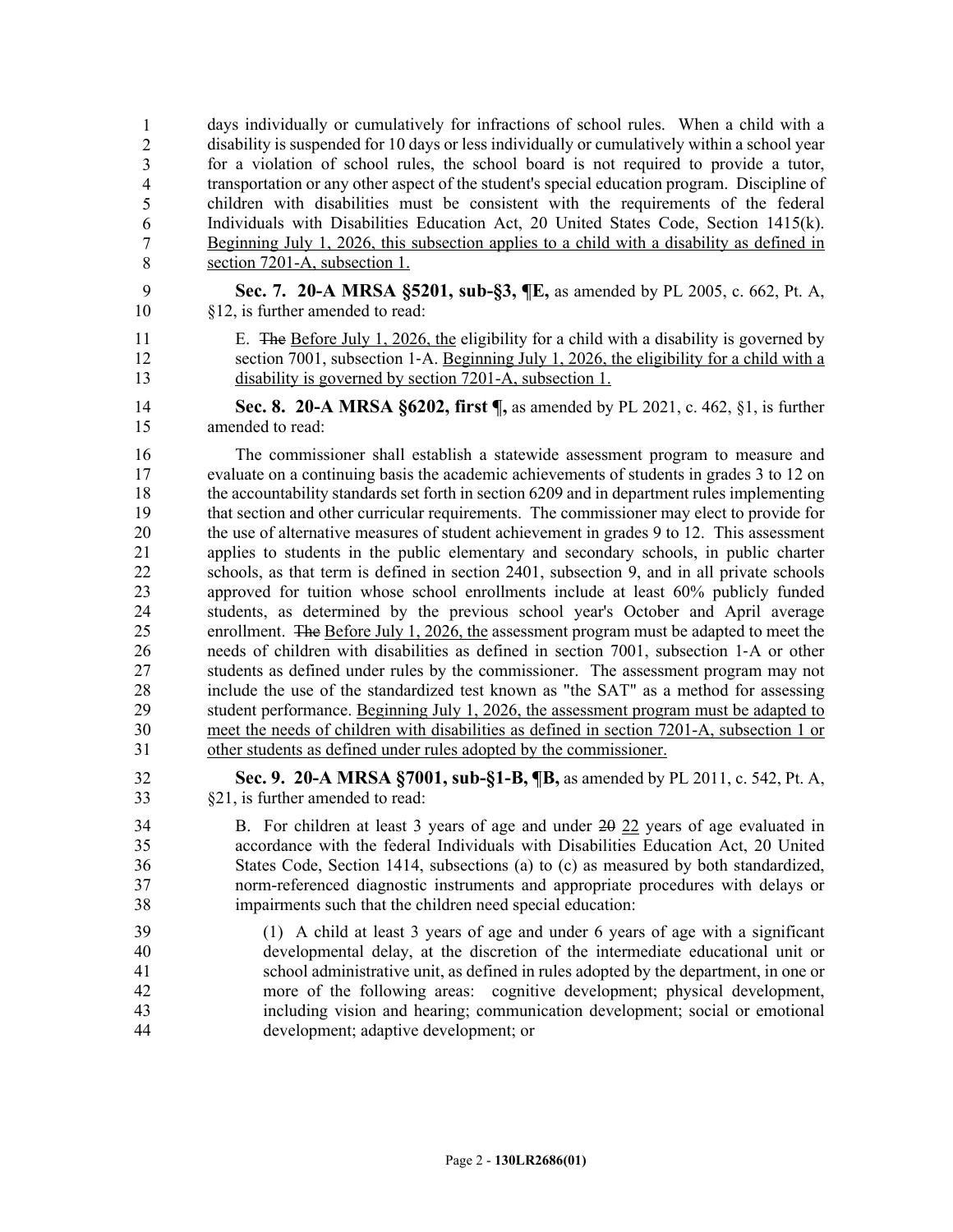days individually or cumulatively for infractions of school rules. When a child with a disability is suspended for 10 days or less individually or cumulatively within a school year for a violation of school rules, the school board is not required to provide a tutor, transportation or any other aspect of the student's special education program. Discipline of children with disabilities must be consistent with the requirements of the federal Individuals with Disabilities Education Act, 20 United States Code, Section 1415(k). Beginning July 1, 2026, this subsection applies to a child with a disability as defined in section 7201-A, subsection 1.

**Sec. 7. 20-A MRSA §5201, sub-§3, ¶E,** as amended by PL 2005, c. 662, Pt. A, §12, is further amended to read:

E. ~~The~~ Before July 1, 2026, the eligibility for a child with a disability is governed by section 7001, subsection 1-A. Beginning July 1, 2026, the eligibility for a child with a disability is governed by section 7201-A, subsection 1.

**Sec. 8. 20-A MRSA §6202, first ¶,** as amended by PL 2021, c. 462, §1, is further amended to read:

The commissioner shall establish a statewide assessment program to measure and evaluate on a continuing basis the academic achievements of students in grades 3 to 12 on the accountability standards set forth in section 6209 and in department rules implementing that section and other curricular requirements. The commissioner may elect to provide for the use of alternative measures of student achievement in grades 9 to 12. This assessment applies to students in the public elementary and secondary schools, in public charter schools, as that term is defined in section 2401, subsection 9, and in all private schools approved for tuition whose school enrollments include at least 60% publicly funded students, as determined by the previous school year's October and April average enrollment. ~~The~~ Before July 1, 2026, the assessment program must be adapted to meet the needs of children with disabilities as defined in section 7001, subsection 1-A or other students as defined under rules by the commissioner. The assessment program may not include the use of the standardized test known as "the SAT" as a method for assessing student performance. Beginning July 1, 2026, the assessment program must be adapted to meet the needs of children with disabilities as defined in section 7201-A, subsection 1 or other students as defined under rules adopted by the commissioner.

**Sec. 9. 20-A MRSA §7001, sub-§1-B, ¶B,** as amended by PL 2011, c. 542, Pt. A, §21, is further amended to read:

B. For children at least 3 years of age and under ~~20~~ 22 years of age evaluated in accordance with the federal Individuals with Disabilities Education Act, 20 United States Code, Section 1414, subsections (a) to (c) as measured by both standardized, norm-referenced diagnostic instruments and appropriate procedures with delays or impairments such that the children need special education:

(1) A child at least 3 years of age and under 6 years of age with a significant developmental delay, at the discretion of the intermediate educational unit or school administrative unit, as defined in rules adopted by the department, in one or more of the following areas: cognitive development; physical development, including vision and hearing; communication development; social or emotional development; adaptive development; or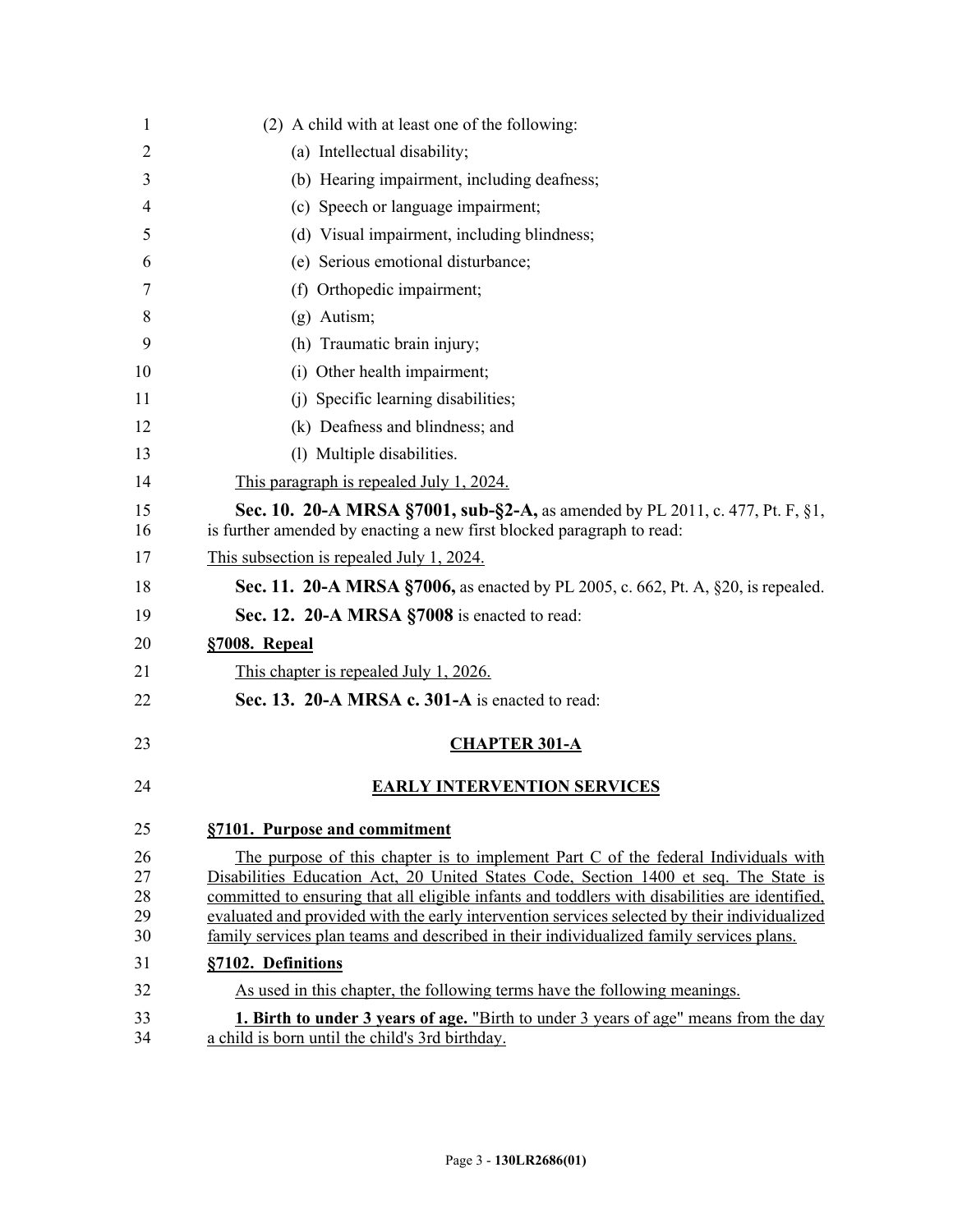(2) A child with at least one of the following:

(a) Intellectual disability;

(b) Hearing impairment, including deafness;

(c) Speech or language impairment;

(d) Visual impairment, including blindness;

(e) Serious emotional disturbance;

(f) Orthopedic impairment;

(g) Autism;

(h) Traumatic brain injury;

(i) Other health impairment;

(j) Specific learning disabilities;

(k) Deafness and blindness; and

(l) Multiple disabilities.

This paragraph is repealed July 1, 2024.

**Sec. 10. 20-A MRSA §7001, sub-§2-A,** as amended by PL 2011, c. 477, Pt. F, §1, is further amended by enacting a new first blocked paragraph to read:

This subsection is repealed July 1, 2024.

**Sec. 11. 20-A MRSA §7006,** as enacted by PL 2005, c. 662, Pt. A, §20, is repealed.

**Sec. 12. 20-A MRSA §7008** is enacted to read:

**§7008. Repeal**

This chapter is repealed July 1, 2026.

**Sec. 13. 20-A MRSA c. 301-A** is enacted to read:

## CHAPTER 301-A

## EARLY INTERVENTION SERVICES

**§7101. Purpose and commitment**

The purpose of this chapter is to implement Part C of the federal Individuals with Disabilities Education Act, 20 United States Code, Section 1400 et seq. The State is committed to ensuring that all eligible infants and toddlers with disabilities are identified, evaluated and provided with the early intervention services selected by their individualized family services plan teams and described in their individualized family services plans.

**§7102. Definitions**

As used in this chapter, the following terms have the following meanings.

**1. Birth to under 3 years of age.** "Birth to under 3 years of age" means from the day a child is born until the child's 3rd birthday.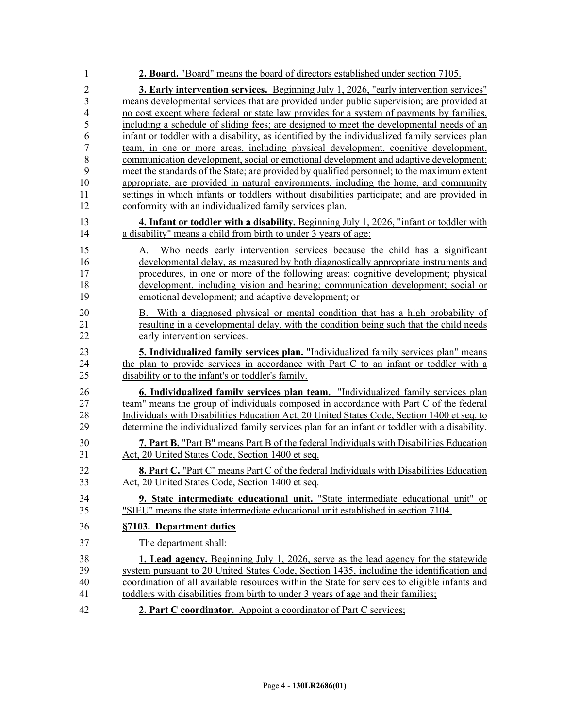**2. Board.** "Board" means the board of directors established under section 7105.

**3. Early intervention services.** Beginning July 1, 2026, "early intervention services" means developmental services that are provided under public supervision; are provided at no cost except where federal or state law provides for a system of payments by families, including a schedule of sliding fees; are designed to meet the developmental needs of an infant or toddler with a disability, as identified by the individualized family services plan team, in one or more areas, including physical development, cognitive development, communication development, social or emotional development and adaptive development; meet the standards of the State; are provided by qualified personnel; to the maximum extent appropriate, are provided in natural environments, including the home, and community settings in which infants or toddlers without disabilities participate; and are provided in conformity with an individualized family services plan.

**4. Infant or toddler with a disability.** Beginning July 1, 2026, "infant or toddler with a disability" means a child from birth to under 3 years of age:

A. Who needs early intervention services because the child has a significant developmental delay, as measured by both diagnostically appropriate instruments and procedures, in one or more of the following areas: cognitive development; physical development, including vision and hearing; communication development; social or emotional development; and adaptive development; or

B. With a diagnosed physical or mental condition that has a high probability of resulting in a developmental delay, with the condition being such that the child needs early intervention services.

**5. Individualized family services plan.** "Individualized family services plan" means the plan to provide services in accordance with Part C to an infant or toddler with a disability or to the infant's or toddler's family.

**6. Individualized family services plan team.** "Individualized family services plan team" means the group of individuals composed in accordance with Part C of the federal Individuals with Disabilities Education Act, 20 United States Code, Section 1400 et seq. to determine the individualized family services plan for an infant or toddler with a disability.

**7. Part B.** "Part B" means Part B of the federal Individuals with Disabilities Education Act, 20 United States Code, Section 1400 et seq.

**8. Part C.** "Part C" means Part C of the federal Individuals with Disabilities Education Act, 20 United States Code, Section 1400 et seq.

**9. State intermediate educational unit.** "State intermediate educational unit" or "SIEU" means the state intermediate educational unit established in section 7104.

**§7103. Department duties**

The department shall:

**1. Lead agency.** Beginning July 1, 2026, serve as the lead agency for the statewide system pursuant to 20 United States Code, Section 1435, including the identification and coordination of all available resources within the State for services to eligible infants and toddlers with disabilities from birth to under 3 years of age and their families;

**2. Part C coordinator.** Appoint a coordinator of Part C services;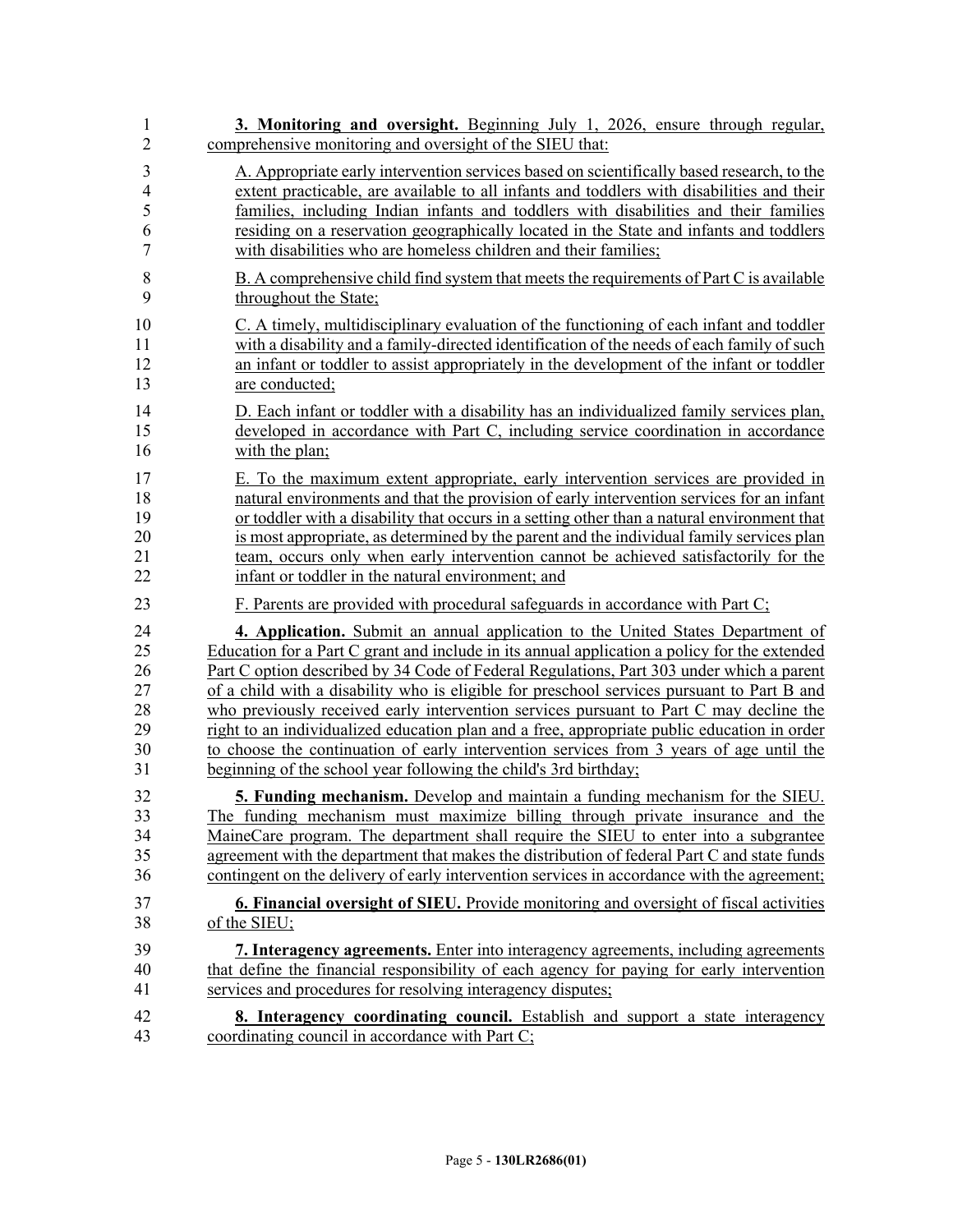**3. Monitoring and oversight.** Beginning July 1, 2026, ensure through regular, comprehensive monitoring and oversight of the SIEU that:

A. Appropriate early intervention services based on scientifically based research, to the extent practicable, are available to all infants and toddlers with disabilities and their families, including Indian infants and toddlers with disabilities and their families residing on a reservation geographically located in the State and infants and toddlers with disabilities who are homeless children and their families;

B. A comprehensive child find system that meets the requirements of Part C is available throughout the State;

C. A timely, multidisciplinary evaluation of the functioning of each infant and toddler with a disability and a family-directed identification of the needs of each family of such an infant or toddler to assist appropriately in the development of the infant or toddler are conducted;

D. Each infant or toddler with a disability has an individualized family services plan, developed in accordance with Part C, including service coordination in accordance with the plan;

E. To the maximum extent appropriate, early intervention services are provided in natural environments and that the provision of early intervention services for an infant or toddler with a disability that occurs in a setting other than a natural environment that is most appropriate, as determined by the parent and the individual family services plan team, occurs only when early intervention cannot be achieved satisfactorily for the infant or toddler in the natural environment; and

F. Parents are provided with procedural safeguards in accordance with Part C;

**4. Application.** Submit an annual application to the United States Department of Education for a Part C grant and include in its annual application a policy for the extended Part C option described by 34 Code of Federal Regulations, Part 303 under which a parent of a child with a disability who is eligible for preschool services pursuant to Part B and who previously received early intervention services pursuant to Part C may decline the right to an individualized education plan and a free, appropriate public education in order to choose the continuation of early intervention services from 3 years of age until the beginning of the school year following the child's 3rd birthday;

**5. Funding mechanism.** Develop and maintain a funding mechanism for the SIEU. The funding mechanism must maximize billing through private insurance and the MaineCare program. The department shall require the SIEU to enter into a subgrantee agreement with the department that makes the distribution of federal Part C and state funds contingent on the delivery of early intervention services in accordance with the agreement;

**6. Financial oversight of SIEU.** Provide monitoring and oversight of fiscal activities of the SIEU;

**7. Interagency agreements.** Enter into interagency agreements, including agreements that define the financial responsibility of each agency for paying for early intervention services and procedures for resolving interagency disputes;

**8. Interagency coordinating council.** Establish and support a state interagency coordinating council in accordance with Part C;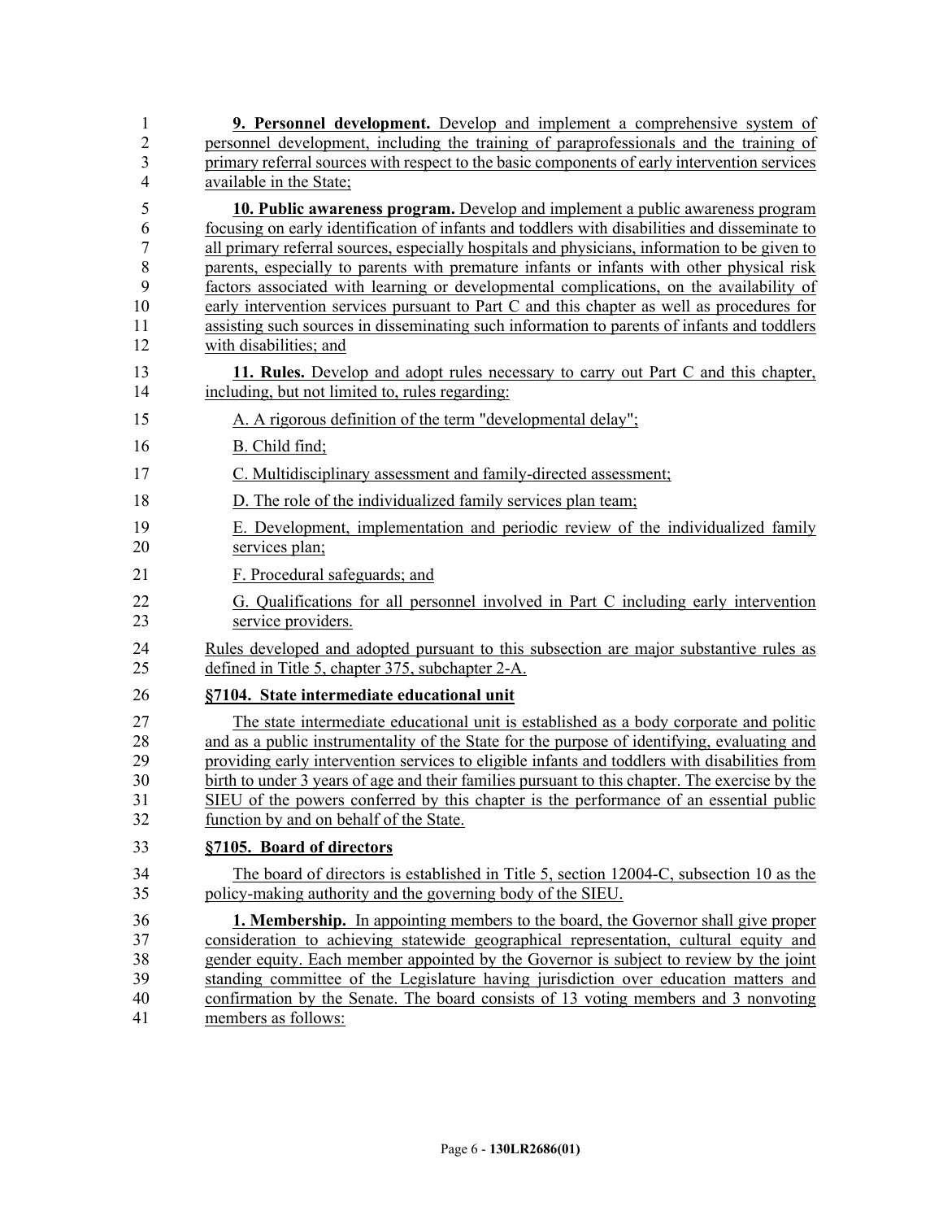**9. Personnel development.** Develop and implement a comprehensive system of personnel development, including the training of paraprofessionals and the training of primary referral sources with respect to the basic components of early intervention services available in the State;

**10. Public awareness program.** Develop and implement a public awareness program focusing on early identification of infants and toddlers with disabilities and disseminate to all primary referral sources, especially hospitals and physicians, information to be given to parents, especially to parents with premature infants or infants with other physical risk factors associated with learning or developmental complications, on the availability of early intervention services pursuant to Part C and this chapter as well as procedures for assisting such sources in disseminating such information to parents of infants and toddlers with disabilities; and

**11. Rules.** Develop and adopt rules necessary to carry out Part C and this chapter, including, but not limited to, rules regarding:

A. A rigorous definition of the term "developmental delay";

B. Child find;

C. Multidisciplinary assessment and family-directed assessment;

D. The role of the individualized family services plan team;

E. Development, implementation and periodic review of the individualized family services plan;

F. Procedural safeguards; and

G. Qualifications for all personnel involved in Part C including early intervention service providers.

Rules developed and adopted pursuant to this subsection are major substantive rules as defined in Title 5, chapter 375, subchapter 2-A.

**§7104. State intermediate educational unit**

The state intermediate educational unit is established as a body corporate and politic and as a public instrumentality of the State for the purpose of identifying, evaluating and providing early intervention services to eligible infants and toddlers with disabilities from birth to under 3 years of age and their families pursuant to this chapter. The exercise by the SIEU of the powers conferred by this chapter is the performance of an essential public function by and on behalf of the State.

**§7105. Board of directors**

The board of directors is established in Title 5, section 12004-C, subsection 10 as the policy-making authority and the governing body of the SIEU.

**1. Membership.** In appointing members to the board, the Governor shall give proper consideration to achieving statewide geographical representation, cultural equity and gender equity. Each member appointed by the Governor is subject to review by the joint standing committee of the Legislature having jurisdiction over education matters and confirmation by the Senate. The board consists of 13 voting members and 3 nonvoting members as follows: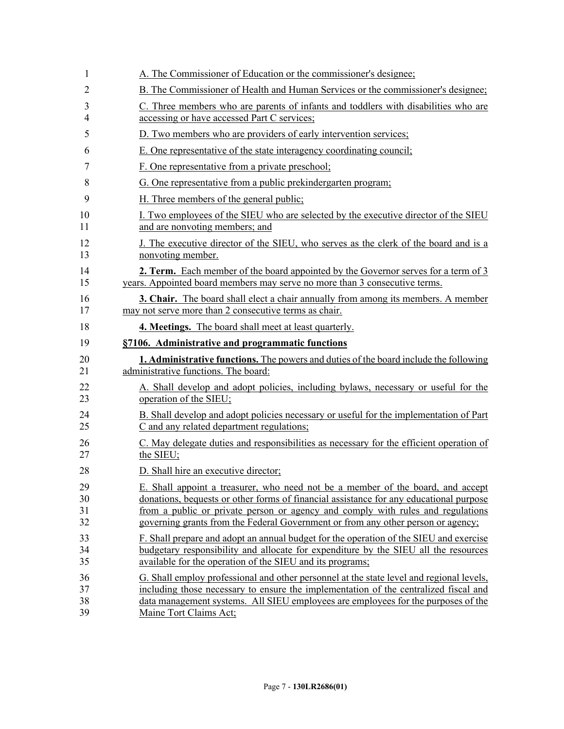A. The Commissioner of Education or the commissioner's designee;

B. The Commissioner of Health and Human Services or the commissioner's designee;

C. Three members who are parents of infants and toddlers with disabilities who are accessing or have accessed Part C services;

D. Two members who are providers of early intervention services;

E. One representative of the state interagency coordinating council;

F. One representative from a private preschool;

G. One representative from a public prekindergarten program;

H. Three members of the general public;

I. Two employees of the SIEU who are selected by the executive director of the SIEU and are nonvoting members; and

J. The executive director of the SIEU, who serves as the clerk of the board and is a nonvoting member.

**2. Term.** Each member of the board appointed by the Governor serves for a term of 3 years. Appointed board members may serve no more than 3 consecutive terms.

**3. Chair.** The board shall elect a chair annually from among its members. A member may not serve more than 2 consecutive terms as chair.

**4. Meetings.** The board shall meet at least quarterly.

**§7106. Administrative and programmatic functions**

**1. Administrative functions.** The powers and duties of the board include the following administrative functions. The board:

A. Shall develop and adopt policies, including bylaws, necessary or useful for the operation of the SIEU;

B. Shall develop and adopt policies necessary or useful for the implementation of Part C and any related department regulations;

C. May delegate duties and responsibilities as necessary for the efficient operation of the SIEU;

D. Shall hire an executive director;

E. Shall appoint a treasurer, who need not be a member of the board, and accept donations, bequests or other forms of financial assistance for any educational purpose from a public or private person or agency and comply with rules and regulations governing grants from the Federal Government or from any other person or agency;

F. Shall prepare and adopt an annual budget for the operation of the SIEU and exercise budgetary responsibility and allocate for expenditure by the SIEU all the resources available for the operation of the SIEU and its programs;

G. Shall employ professional and other personnel at the state level and regional levels, including those necessary to ensure the implementation of the centralized fiscal and data management systems. All SIEU employees are employees for the purposes of the Maine Tort Claims Act;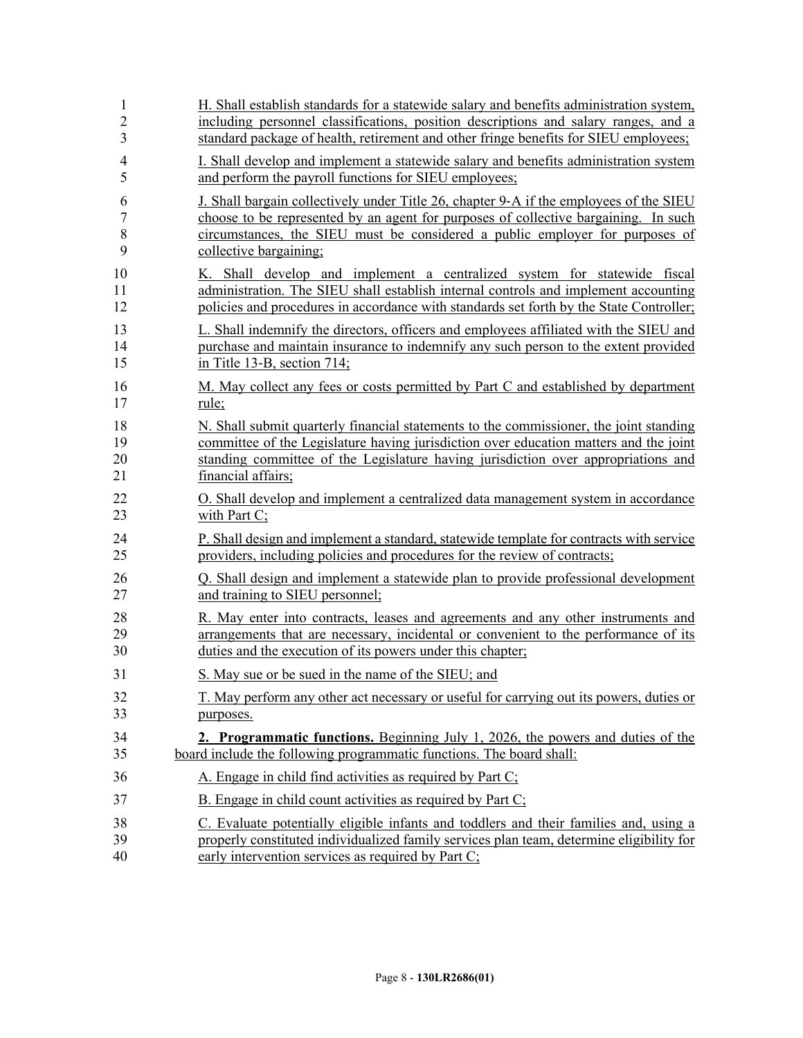H. Shall establish standards for a statewide salary and benefits administration system, including personnel classifications, position descriptions and salary ranges, and a standard package of health, retirement and other fringe benefits for SIEU employees;

I. Shall develop and implement a statewide salary and benefits administration system and perform the payroll functions for SIEU employees;

J. Shall bargain collectively under Title 26, chapter 9-A if the employees of the SIEU choose to be represented by an agent for purposes of collective bargaining. In such circumstances, the SIEU must be considered a public employer for purposes of collective bargaining;

K. Shall develop and implement a centralized system for statewide fiscal administration. The SIEU shall establish internal controls and implement accounting policies and procedures in accordance with standards set forth by the State Controller;

L. Shall indemnify the directors, officers and employees affiliated with the SIEU and purchase and maintain insurance to indemnify any such person to the extent provided in Title 13-B, section 714;

M. May collect any fees or costs permitted by Part C and established by department rule;

N. Shall submit quarterly financial statements to the commissioner, the joint standing committee of the Legislature having jurisdiction over education matters and the joint standing committee of the Legislature having jurisdiction over appropriations and financial affairs;

O. Shall develop and implement a centralized data management system in accordance with Part C;

P. Shall design and implement a standard, statewide template for contracts with service providers, including policies and procedures for the review of contracts;

Q. Shall design and implement a statewide plan to provide professional development and training to SIEU personnel;

R. May enter into contracts, leases and agreements and any other instruments and arrangements that are necessary, incidental or convenient to the performance of its duties and the execution of its powers under this chapter;

S. May sue or be sued in the name of the SIEU; and

T. May perform any other act necessary or useful for carrying out its powers, duties or purposes.

**2. Programmatic functions.** Beginning July 1, 2026, the powers and duties of the board include the following programmatic functions. The board shall:

A. Engage in child find activities as required by Part C;

B. Engage in child count activities as required by Part C;

C. Evaluate potentially eligible infants and toddlers and their families and, using a properly constituted individualized family services plan team, determine eligibility for early intervention services as required by Part C;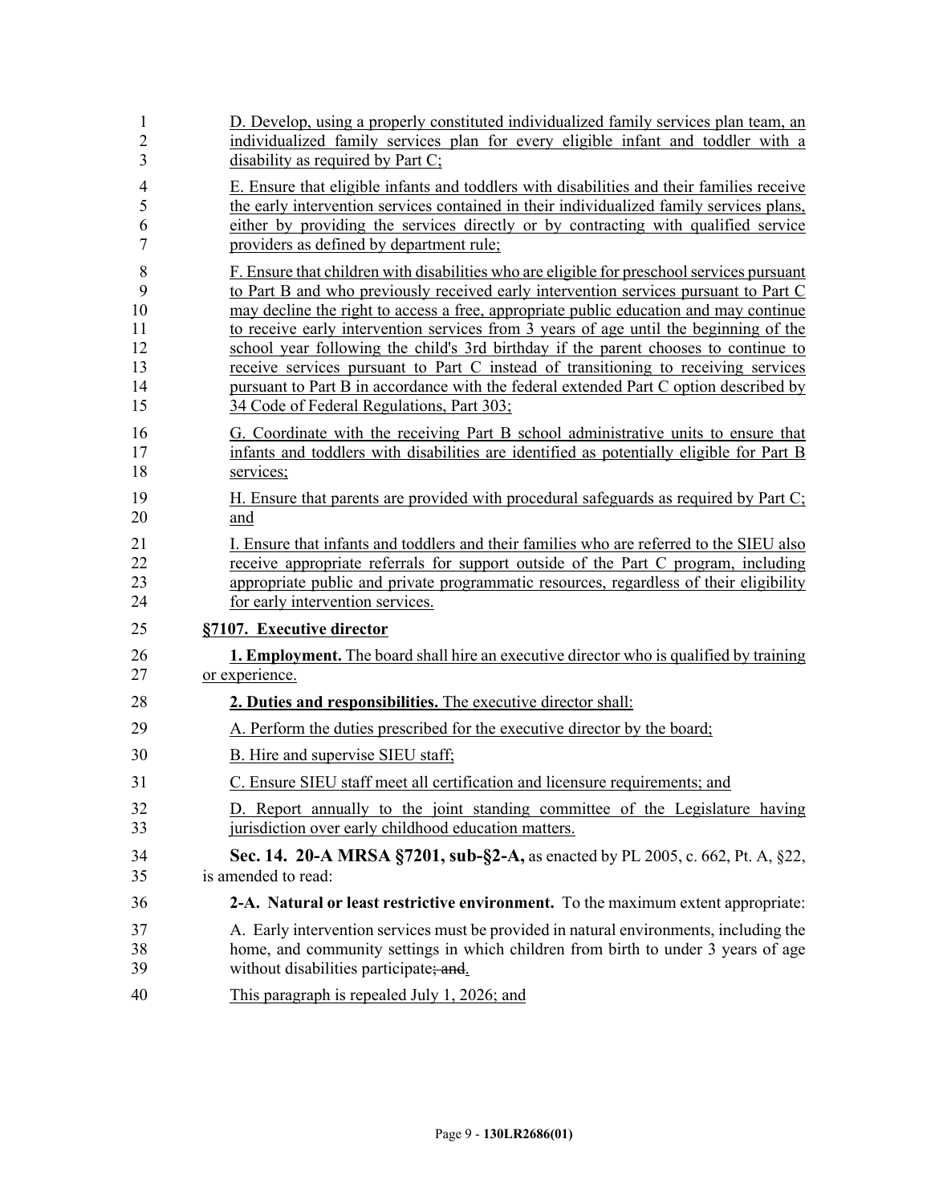D. Develop, using a properly constituted individualized family services plan team, an individualized family services plan for every eligible infant and toddler with a disability as required by Part C;

E. Ensure that eligible infants and toddlers with disabilities and their families receive the early intervention services contained in their individualized family services plans, either by providing the services directly or by contracting with qualified service providers as defined by department rule;

F. Ensure that children with disabilities who are eligible for preschool services pursuant to Part B and who previously received early intervention services pursuant to Part C may decline the right to access a free, appropriate public education and may continue to receive early intervention services from 3 years of age until the beginning of the school year following the child's 3rd birthday if the parent chooses to continue to receive services pursuant to Part C instead of transitioning to receiving services pursuant to Part B in accordance with the federal extended Part C option described by 34 Code of Federal Regulations, Part 303;

G. Coordinate with the receiving Part B school administrative units to ensure that infants and toddlers with disabilities are identified as potentially eligible for Part B services;

H. Ensure that parents are provided with procedural safeguards as required by Part C; and

I. Ensure that infants and toddlers and their families who are referred to the SIEU also receive appropriate referrals for support outside of the Part C program, including appropriate public and private programmatic resources, regardless of their eligibility for early intervention services.

**§7107. Executive director**

**1. Employment.** The board shall hire an executive director who is qualified by training or experience.

**2. Duties and responsibilities.** The executive director shall:

A. Perform the duties prescribed for the executive director by the board;

B. Hire and supervise SIEU staff;

C. Ensure SIEU staff meet all certification and licensure requirements; and

D. Report annually to the joint standing committee of the Legislature having jurisdiction over early childhood education matters.

**Sec. 14. 20-A MRSA §7201, sub-§2-A,** as enacted by PL 2005, c. 662, Pt. A, §22, is amended to read:

**2-A. Natural or least restrictive environment.** To the maximum extent appropriate:

A. Early intervention services must be provided in natural environments, including the home, and community settings in which children from birth to under 3 years of age without disabilities participate~~; and~~.

This paragraph is repealed July 1, 2026; and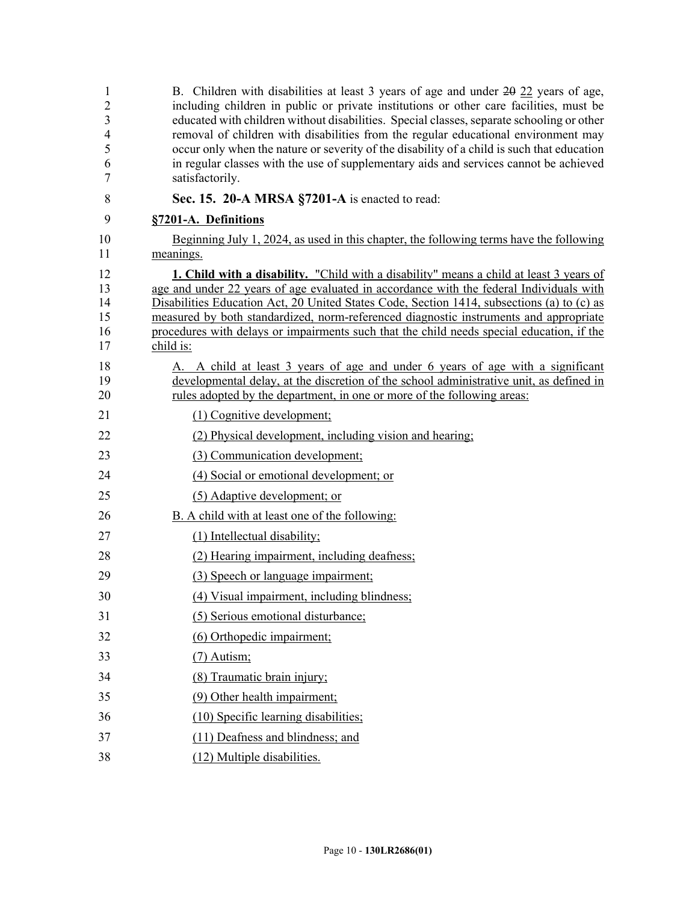B. Children with disabilities at least 3 years of age and under ~~20~~ 22 years of age, including children in public or private institutions or other care facilities, must be educated with children without disabilities. Special classes, separate schooling or other removal of children with disabilities from the regular educational environment may occur only when the nature or severity of the disability of a child is such that education in regular classes with the use of supplementary aids and services cannot be achieved satisfactorily.

**Sec. 15. 20-A MRSA §7201-A** is enacted to read:

**§7201-A. Definitions**

Beginning July 1, 2024, as used in this chapter, the following terms have the following meanings.

**1. Child with a disability.** "Child with a disability" means a child at least 3 years of age and under 22 years of age evaluated in accordance with the federal Individuals with Disabilities Education Act, 20 United States Code, Section 1414, subsections (a) to (c) as measured by both standardized, norm-referenced diagnostic instruments and appropriate procedures with delays or impairments such that the child needs special education, if the child is:

A. A child at least 3 years of age and under 6 years of age with a significant developmental delay, at the discretion of the school administrative unit, as defined in rules adopted by the department, in one or more of the following areas:

(1) Cognitive development;

(2) Physical development, including vision and hearing;

(3) Communication development;

(4) Social or emotional development; or

(5) Adaptive development; or

B. A child with at least one of the following:

(1) Intellectual disability;

(2) Hearing impairment, including deafness;

(3) Speech or language impairment;

(4) Visual impairment, including blindness;

(5) Serious emotional disturbance;

(6) Orthopedic impairment;

(7) Autism;

(8) Traumatic brain injury;

(9) Other health impairment;

(10) Specific learning disabilities;

(11) Deafness and blindness; and

(12) Multiple disabilities.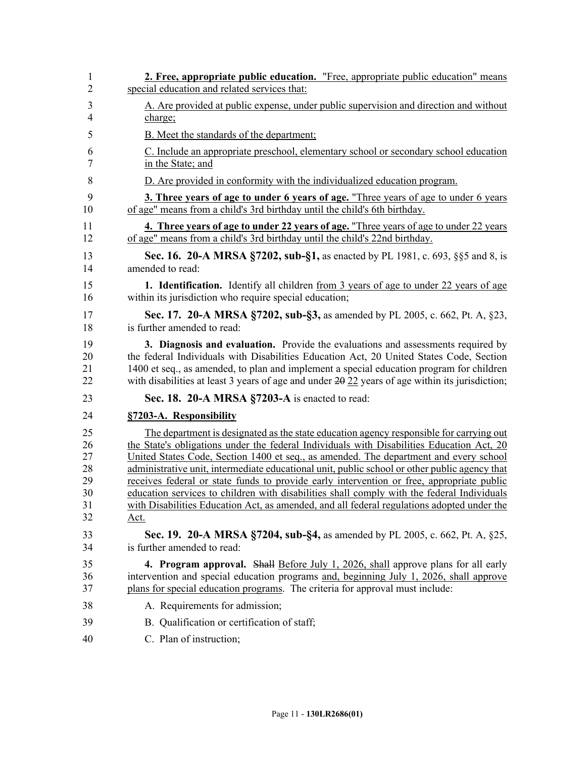**2. Free, appropriate public education.** "Free, appropriate public education" means special education and related services that:

A. Are provided at public expense, under public supervision and direction and without charge;

B. Meet the standards of the department;

C. Include an appropriate preschool, elementary school or secondary school education in the State; and

D. Are provided in conformity with the individualized education program.

**3. Three years of age to under 6 years of age.** "Three years of age to under 6 years of age" means from a child's 3rd birthday until the child's 6th birthday.

**4. Three years of age to under 22 years of age.** "Three years of age to under 22 years of age" means from a child's 3rd birthday until the child's 22nd birthday.

**Sec. 16. 20-A MRSA §7202, sub-§1,** as enacted by PL 1981, c. 693, §§5 and 8, is amended to read:

**1. Identification.** Identify all children from 3 years of age to under 22 years of age within its jurisdiction who require special education;

**Sec. 17. 20-A MRSA §7202, sub-§3,** as amended by PL 2005, c. 662, Pt. A, §23, is further amended to read:

**3. Diagnosis and evaluation.** Provide the evaluations and assessments required by the federal Individuals with Disabilities Education Act, 20 United States Code, Section 1400 et seq., as amended, to plan and implement a special education program for children with disabilities at least 3 years of age and under ~~20~~ 22 years of age within its jurisdiction;

**Sec. 18. 20-A MRSA §7203-A** is enacted to read:

**§7203-A. Responsibility**

The department is designated as the state education agency responsible for carrying out the State's obligations under the federal Individuals with Disabilities Education Act, 20 United States Code, Section 1400 et seq., as amended. The department and every school administrative unit, intermediate educational unit, public school or other public agency that receives federal or state funds to provide early intervention or free, appropriate public education services to children with disabilities shall comply with the federal Individuals with Disabilities Education Act, as amended, and all federal regulations adopted under the Act.

**Sec. 19. 20-A MRSA §7204, sub-§4,** as amended by PL 2005, c. 662, Pt. A, §25, is further amended to read:

**4. Program approval.** ~~Shall~~ Before July 1, 2026, shall approve plans for all early intervention and special education programs and, beginning July 1, 2026, shall approve plans for special education programs. The criteria for approval must include:

A. Requirements for admission;

B. Qualification or certification of staff;

C. Plan of instruction;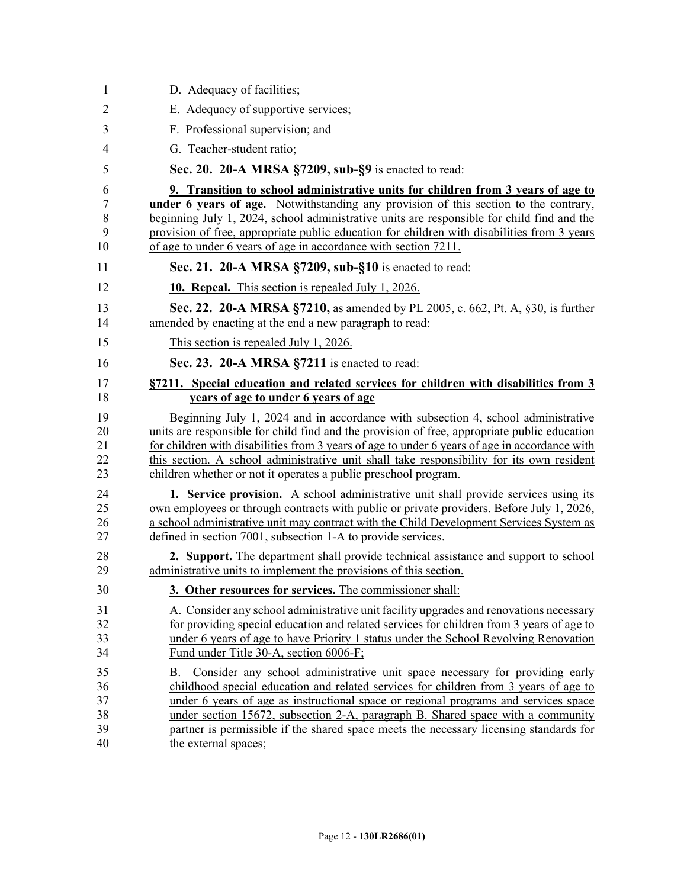D. Adequacy of facilities;

E. Adequacy of supportive services;

F. Professional supervision; and

G. Teacher-student ratio;

**Sec. 20. 20-A MRSA §7209, sub-§9** is enacted to read:

**9. Transition to school administrative units for children from 3 years of age to under 6 years of age.** Notwithstanding any provision of this section to the contrary, beginning July 1, 2024, school administrative units are responsible for child find and the provision of free, appropriate public education for children with disabilities from 3 years of age to under 6 years of age in accordance with section 7211.

**Sec. 21. 20-A MRSA §7209, sub-§10** is enacted to read:

**10. Repeal.** This section is repealed July 1, 2026.

**Sec. 22. 20-A MRSA §7210,** as amended by PL 2005, c. 662, Pt. A, §30, is further amended by enacting at the end a new paragraph to read:

This section is repealed July 1, 2026.

**Sec. 23. 20-A MRSA §7211** is enacted to read:

**§7211. Special education and related services for children with disabilities from 3 years of age to under 6 years of age**

Beginning July 1, 2024 and in accordance with subsection 4, school administrative units are responsible for child find and the provision of free, appropriate public education for children with disabilities from 3 years of age to under 6 years of age in accordance with this section. A school administrative unit shall take responsibility for its own resident children whether or not it operates a public preschool program.

**1. Service provision.** A school administrative unit shall provide services using its own employees or through contracts with public or private providers. Before July 1, 2026, a school administrative unit may contract with the Child Development Services System as defined in section 7001, subsection 1-A to provide services.

**2. Support.** The department shall provide technical assistance and support to school administrative units to implement the provisions of this section.

**3. Other resources for services.** The commissioner shall:

A. Consider any school administrative unit facility upgrades and renovations necessary for providing special education and related services for children from 3 years of age to under 6 years of age to have Priority 1 status under the School Revolving Renovation Fund under Title 30-A, section 6006-F;

B. Consider any school administrative unit space necessary for providing early childhood special education and related services for children from 3 years of age to under 6 years of age as instructional space or regional programs and services space under section 15672, subsection 2-A, paragraph B. Shared space with a community partner is permissible if the shared space meets the necessary licensing standards for the external spaces;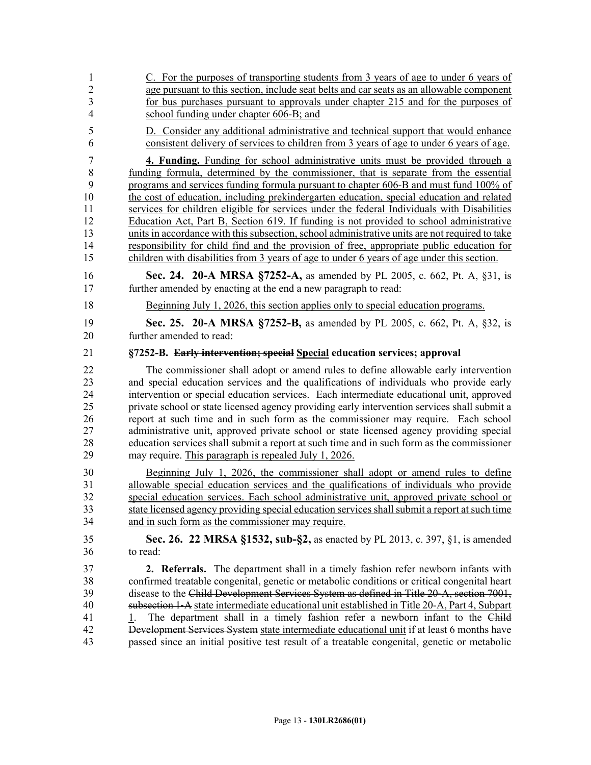C. For the purposes of transporting students from 3 years of age to under 6 years of age pursuant to this section, include seat belts and car seats as an allowable component for bus purchases pursuant to approvals under chapter 215 and for the purposes of school funding under chapter 606-B; and

D. Consider any additional administrative and technical support that would enhance consistent delivery of services to children from 3 years of age to under 6 years of age.

**4. Funding.** Funding for school administrative units must be provided through a funding formula, determined by the commissioner, that is separate from the essential programs and services funding formula pursuant to chapter 606-B and must fund 100% of the cost of education, including prekindergarten education, special education and related services for children eligible for services under the federal Individuals with Disabilities Education Act, Part B, Section 619. If funding is not provided to school administrative units in accordance with this subsection, school administrative units are not required to take responsibility for child find and the provision of free, appropriate public education for children with disabilities from 3 years of age to under 6 years of age under this section.

**Sec. 24. 20-A MRSA §7252-A,** as amended by PL 2005, c. 662, Pt. A, §31, is further amended by enacting at the end a new paragraph to read:

Beginning July 1, 2026, this section applies only to special education programs.

**Sec. 25. 20-A MRSA §7252-B,** as amended by PL 2005, c. 662, Pt. A, §32, is further amended to read:

**§7252-B. ~~Early intervention; special~~ Special education services; approval**

The commissioner shall adopt or amend rules to define allowable early intervention and special education services and the qualifications of individuals who provide early intervention or special education services. Each intermediate educational unit, approved private school or state licensed agency providing early intervention services shall submit a report at such time and in such form as the commissioner may require. Each school administrative unit, approved private school or state licensed agency providing special education services shall submit a report at such time and in such form as the commissioner may require. This paragraph is repealed July 1, 2026.

Beginning July 1, 2026, the commissioner shall adopt or amend rules to define allowable special education services and the qualifications of individuals who provide special education services. Each school administrative unit, approved private school or state licensed agency providing special education services shall submit a report at such time and in such form as the commissioner may require.

**Sec. 26. 22 MRSA §1532, sub-§2,** as enacted by PL 2013, c. 397, §1, is amended to read:

**2. Referrals.** The department shall in a timely fashion refer newborn infants with confirmed treatable congenital, genetic or metabolic conditions or critical congenital heart disease to the ~~Child Development Services System as defined in Title 20-A, section 7001, subsection 1-A~~ state intermediate educational unit established in Title 20-A, Part 4, Subpart 1. The department shall in a timely fashion refer a newborn infant to the ~~Child Development Services System~~ state intermediate educational unit if at least 6 months have passed since an initial positive test result of a treatable congenital, genetic or metabolic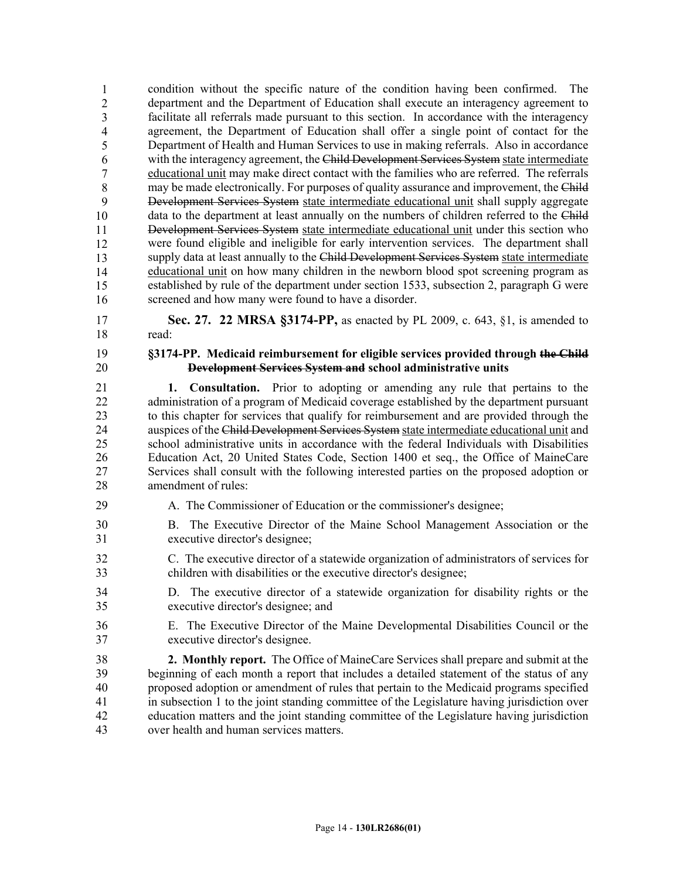condition without the specific nature of the condition having been confirmed. The department and the Department of Education shall execute an interagency agreement to facilitate all referrals made pursuant to this section. In accordance with the interagency agreement, the Department of Education shall offer a single point of contact for the Department of Health and Human Services to use in making referrals. Also in accordance with the interagency agreement, the ~~Child Development Services System~~ state intermediate educational unit may make direct contact with the families who are referred. The referrals may be made electronically. For purposes of quality assurance and improvement, the ~~Child Development Services System~~ state intermediate educational unit shall supply aggregate data to the department at least annually on the numbers of children referred to the ~~Child Development Services System~~ state intermediate educational unit under this section who were found eligible and ineligible for early intervention services. The department shall supply data at least annually to the ~~Child Development Services System~~ state intermediate educational unit on how many children in the newborn blood spot screening program as established by rule of the department under section 1533, subsection 2, paragraph G were screened and how many were found to have a disorder.

**Sec. 27. 22 MRSA §3174-PP,** as enacted by PL 2009, c. 643, §1, is amended to read:

**§3174-PP. Medicaid reimbursement for eligible services provided through ~~the Child Development Services System and~~ school administrative units**

**1. Consultation.** Prior to adopting or amending any rule that pertains to the administration of a program of Medicaid coverage established by the department pursuant to this chapter for services that qualify for reimbursement and are provided through the auspices of the ~~Child Development Services System~~ state intermediate educational unit and school administrative units in accordance with the federal Individuals with Disabilities Education Act, 20 United States Code, Section 1400 et seq., the Office of MaineCare Services shall consult with the following interested parties on the proposed adoption or amendment of rules:

A. The Commissioner of Education or the commissioner's designee;

B. The Executive Director of the Maine School Management Association or the executive director's designee;

C. The executive director of a statewide organization of administrators of services for children with disabilities or the executive director's designee;

D. The executive director of a statewide organization for disability rights or the executive director's designee; and

E. The Executive Director of the Maine Developmental Disabilities Council or the executive director's designee.

**2. Monthly report.** The Office of MaineCare Services shall prepare and submit at the beginning of each month a report that includes a detailed statement of the status of any proposed adoption or amendment of rules that pertain to the Medicaid programs specified in subsection 1 to the joint standing committee of the Legislature having jurisdiction over education matters and the joint standing committee of the Legislature having jurisdiction over health and human services matters.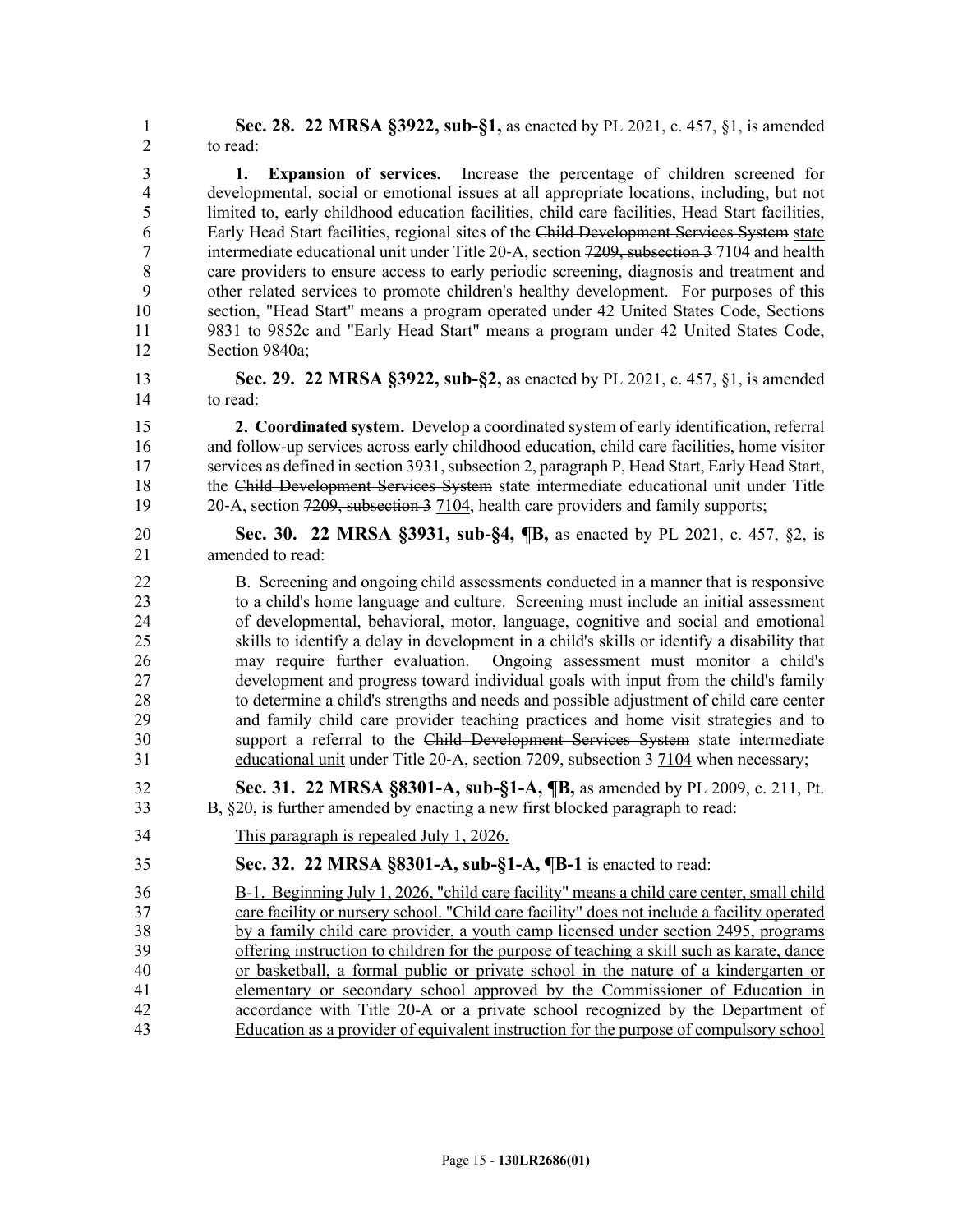**Sec. 28. 22 MRSA §3922, sub-§1,** as enacted by PL 2021, c. 457, §1, is amended to read:

**1. Expansion of services.** Increase the percentage of children screened for developmental, social or emotional issues at all appropriate locations, including, but not limited to, early childhood education facilities, child care facilities, Head Start facilities, Early Head Start facilities, regional sites of the ~~Child Development Services System~~ state intermediate educational unit under Title 20-A, section ~~7209, subsection 3~~ 7104 and health care providers to ensure access to early periodic screening, diagnosis and treatment and other related services to promote children's healthy development. For purposes of this section, "Head Start" means a program operated under 42 United States Code, Sections 9831 to 9852c and "Early Head Start" means a program under 42 United States Code, Section 9840a;

**Sec. 29. 22 MRSA §3922, sub-§2,** as enacted by PL 2021, c. 457, §1, is amended to read:

**2. Coordinated system.** Develop a coordinated system of early identification, referral and follow-up services across early childhood education, child care facilities, home visitor services as defined in section 3931, subsection 2, paragraph P, Head Start, Early Head Start, the ~~Child Development Services System~~ state intermediate educational unit under Title 20-A, section ~~7209, subsection 3~~ 7104, health care providers and family supports;

**Sec. 30. 22 MRSA §3931, sub-§4, ¶B,** as enacted by PL 2021, c. 457, §2, is amended to read:

B. Screening and ongoing child assessments conducted in a manner that is responsive to a child's home language and culture. Screening must include an initial assessment of developmental, behavioral, motor, language, cognitive and social and emotional skills to identify a delay in development in a child's skills or identify a disability that may require further evaluation. Ongoing assessment must monitor a child's development and progress toward individual goals with input from the child's family to determine a child's strengths and needs and possible adjustment of child care center and family child care provider teaching practices and home visit strategies and to support a referral to the ~~Child Development Services System~~ state intermediate educational unit under Title 20-A, section ~~7209, subsection 3~~ 7104 when necessary;

**Sec. 31. 22 MRSA §8301-A, sub-§1-A, ¶B,** as amended by PL 2009, c. 211, Pt. B, §20, is further amended by enacting a new first blocked paragraph to read:

This paragraph is repealed July 1, 2026.

**Sec. 32. 22 MRSA §8301-A, sub-§1-A, ¶B-1** is enacted to read:

B-1. Beginning July 1, 2026, "child care facility" means a child care center, small child care facility or nursery school. "Child care facility" does not include a facility operated by a family child care provider, a youth camp licensed under section 2495, programs offering instruction to children for the purpose of teaching a skill such as karate, dance or basketball, a formal public or private school in the nature of a kindergarten or elementary or secondary school approved by the Commissioner of Education in accordance with Title 20-A or a private school recognized by the Department of Education as a provider of equivalent instruction for the purpose of compulsory school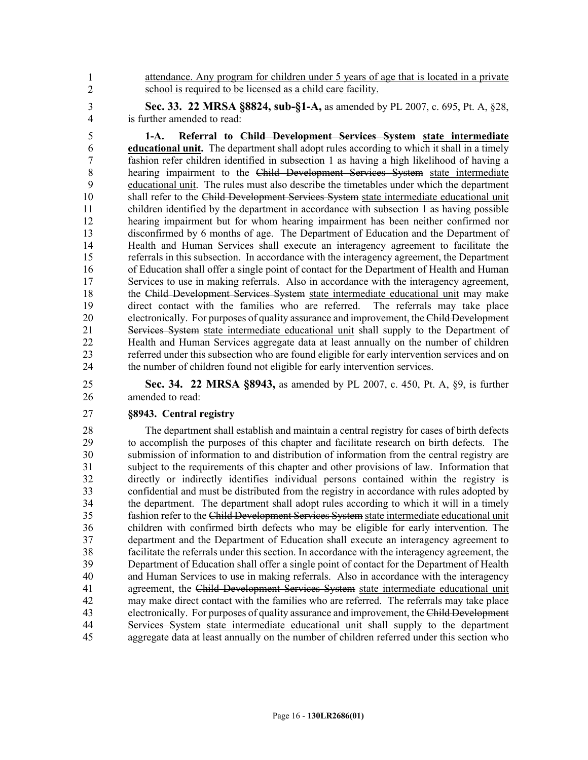attendance. Any program for children under 5 years of age that is located in a private school is required to be licensed as a child care facility.

**Sec. 33. 22 MRSA §8824, sub-§1-A,** as amended by PL 2007, c. 695, Pt. A, §28, is further amended to read:

**1-A. Referral to ~~Child Development Services System~~ state intermediate educational unit.** The department shall adopt rules according to which it shall in a timely fashion refer children identified in subsection 1 as having a high likelihood of having a hearing impairment to the ~~Child Development Services System~~ state intermediate educational unit. The rules must also describe the timetables under which the department shall refer to the ~~Child Development Services System~~ state intermediate educational unit children identified by the department in accordance with subsection 1 as having possible hearing impairment but for whom hearing impairment has been neither confirmed nor disconfirmed by 6 months of age. The Department of Education and the Department of Health and Human Services shall execute an interagency agreement to facilitate the referrals in this subsection. In accordance with the interagency agreement, the Department of Education shall offer a single point of contact for the Department of Health and Human Services to use in making referrals. Also in accordance with the interagency agreement, the ~~Child Development Services System~~ state intermediate educational unit may make direct contact with the families who are referred. The referrals may take place electronically. For purposes of quality assurance and improvement, the ~~Child Development Services System~~ state intermediate educational unit shall supply to the Department of Health and Human Services aggregate data at least annually on the number of children referred under this subsection who are found eligible for early intervention services and on the number of children found not eligible for early intervention services.

**Sec. 34. 22 MRSA §8943,** as amended by PL 2007, c. 450, Pt. A, §9, is further amended to read:

**§8943. Central registry**

The department shall establish and maintain a central registry for cases of birth defects to accomplish the purposes of this chapter and facilitate research on birth defects. The submission of information to and distribution of information from the central registry are subject to the requirements of this chapter and other provisions of law. Information that directly or indirectly identifies individual persons contained within the registry is confidential and must be distributed from the registry in accordance with rules adopted by the department. The department shall adopt rules according to which it will in a timely fashion refer to the ~~Child Development Services System~~ state intermediate educational unit children with confirmed birth defects who may be eligible for early intervention. The department and the Department of Education shall execute an interagency agreement to facilitate the referrals under this section. In accordance with the interagency agreement, the Department of Education shall offer a single point of contact for the Department of Health and Human Services to use in making referrals. Also in accordance with the interagency agreement, the ~~Child Development Services System~~ state intermediate educational unit may make direct contact with the families who are referred. The referrals may take place electronically. For purposes of quality assurance and improvement, the ~~Child Development Services System~~ state intermediate educational unit shall supply to the department aggregate data at least annually on the number of children referred under this section who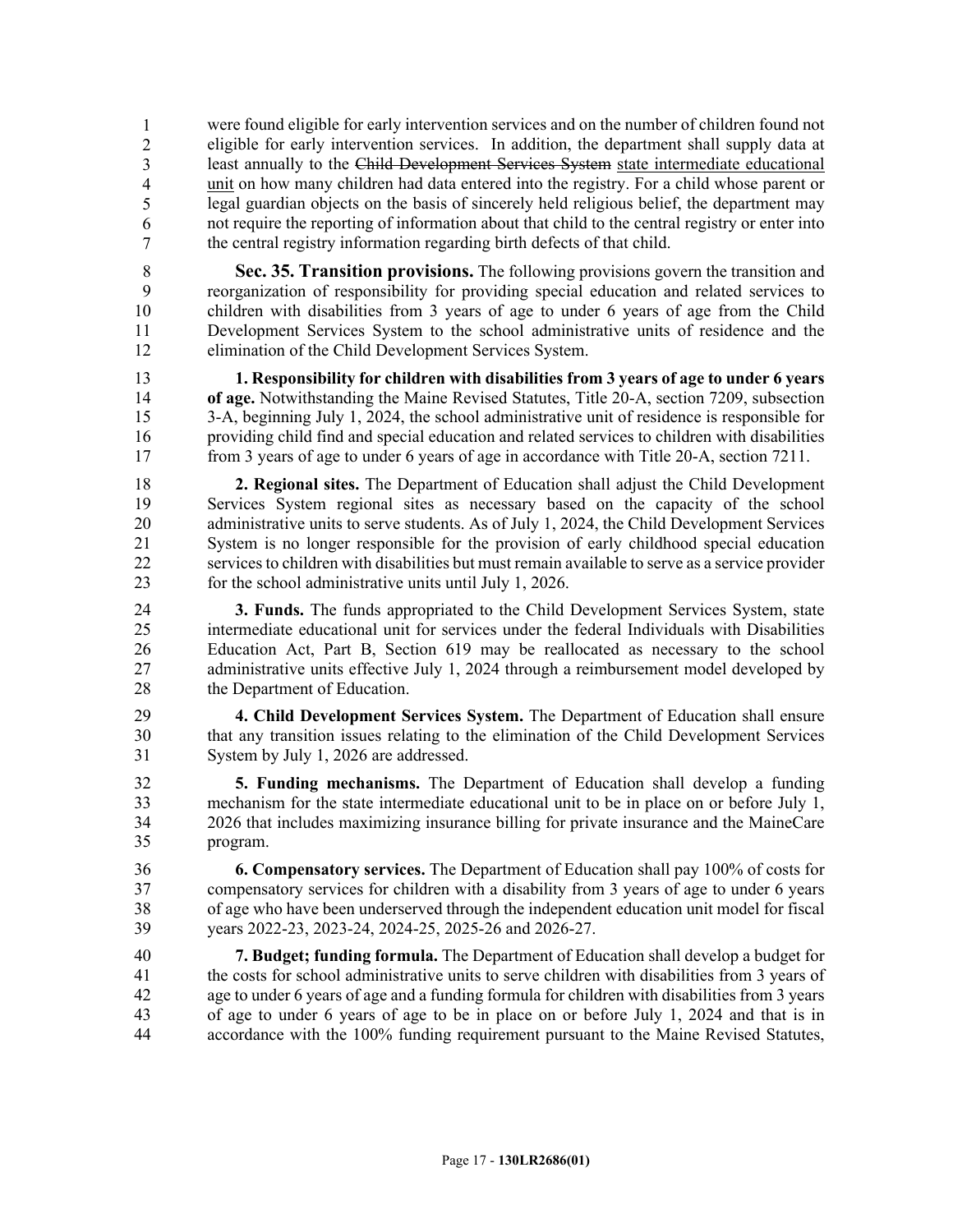were found eligible for early intervention services and on the number of children found not eligible for early intervention services. In addition, the department shall supply data at least annually to the ~~Child Development Services System~~ state intermediate educational unit on how many children had data entered into the registry. For a child whose parent or legal guardian objects on the basis of sincerely held religious belief, the department may not require the reporting of information about that child to the central registry or enter into the central registry information regarding birth defects of that child.

**Sec. 35. Transition provisions.** The following provisions govern the transition and reorganization of responsibility for providing special education and related services to children with disabilities from 3 years of age to under 6 years of age from the Child Development Services System to the school administrative units of residence and the elimination of the Child Development Services System.

**1. Responsibility for children with disabilities from 3 years of age to under 6 years of age.** Notwithstanding the Maine Revised Statutes, Title 20-A, section 7209, subsection 3-A, beginning July 1, 2024, the school administrative unit of residence is responsible for providing child find and special education and related services to children with disabilities from 3 years of age to under 6 years of age in accordance with Title 20-A, section 7211.

**2. Regional sites.** The Department of Education shall adjust the Child Development Services System regional sites as necessary based on the capacity of the school administrative units to serve students. As of July 1, 2024, the Child Development Services System is no longer responsible for the provision of early childhood special education services to children with disabilities but must remain available to serve as a service provider for the school administrative units until July 1, 2026.

**3. Funds.** The funds appropriated to the Child Development Services System, state intermediate educational unit for services under the federal Individuals with Disabilities Education Act, Part B, Section 619 may be reallocated as necessary to the school administrative units effective July 1, 2024 through a reimbursement model developed by the Department of Education.

**4. Child Development Services System.** The Department of Education shall ensure that any transition issues relating to the elimination of the Child Development Services System by July 1, 2026 are addressed.

**5. Funding mechanisms.** The Department of Education shall develop a funding mechanism for the state intermediate educational unit to be in place on or before July 1, 2026 that includes maximizing insurance billing for private insurance and the MaineCare program.

**6. Compensatory services.** The Department of Education shall pay 100% of costs for compensatory services for children with a disability from 3 years of age to under 6 years of age who have been underserved through the independent education unit model for fiscal years 2022-23, 2023-24, 2024-25, 2025-26 and 2026-27.

**7. Budget; funding formula.** The Department of Education shall develop a budget for the costs for school administrative units to serve children with disabilities from 3 years of age to under 6 years of age and a funding formula for children with disabilities from 3 years of age to under 6 years of age to be in place on or before July 1, 2024 and that is in accordance with the 100% funding requirement pursuant to the Maine Revised Statutes,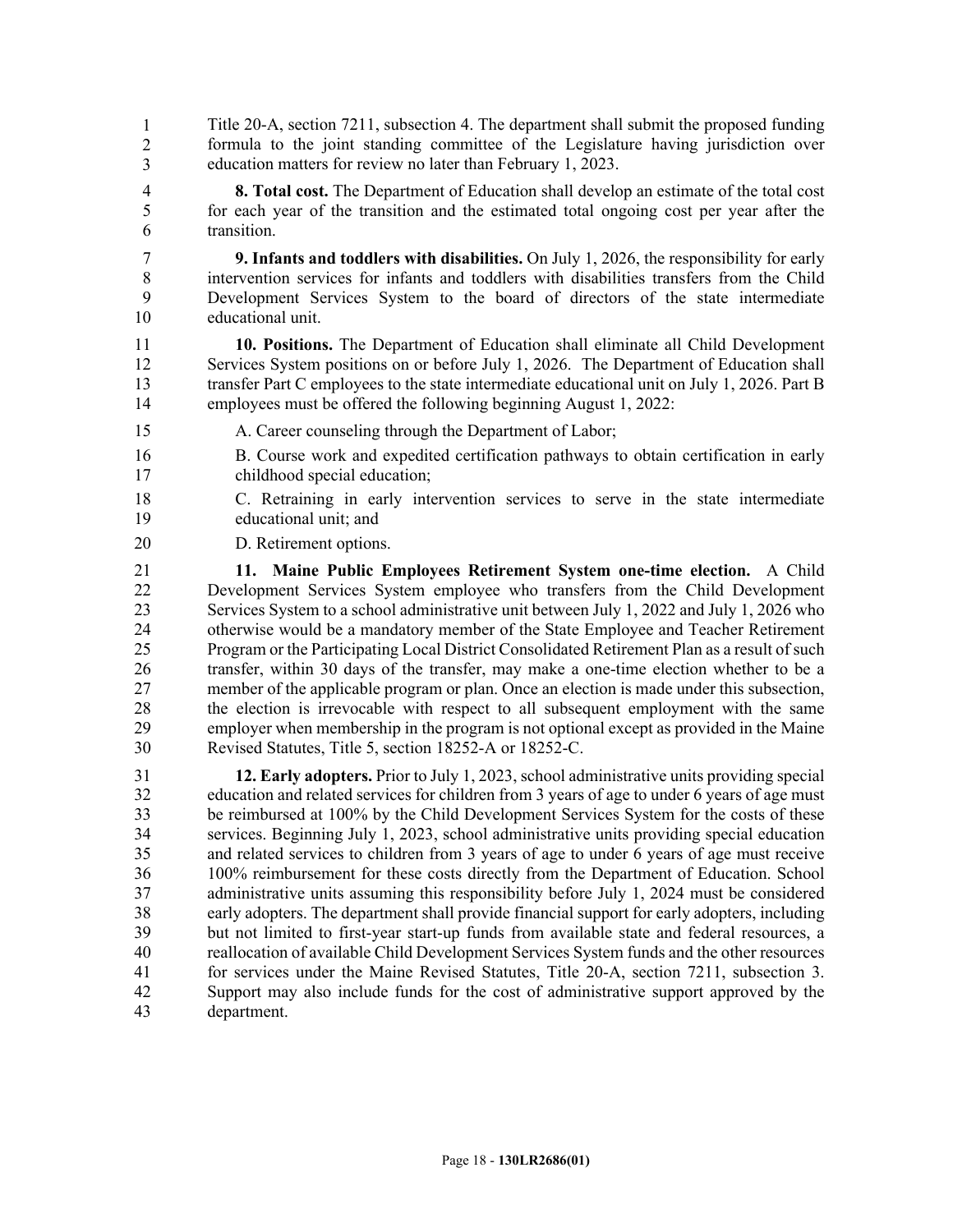Title 20-A, section 7211, subsection 4. The department shall submit the proposed funding formula to the joint standing committee of the Legislature having jurisdiction over education matters for review no later than February 1, 2023.

**8. Total cost.** The Department of Education shall develop an estimate of the total cost for each year of the transition and the estimated total ongoing cost per year after the transition.

**9. Infants and toddlers with disabilities.** On July 1, 2026, the responsibility for early intervention services for infants and toddlers with disabilities transfers from the Child Development Services System to the board of directors of the state intermediate educational unit.

**10. Positions.** The Department of Education shall eliminate all Child Development Services System positions on or before July 1, 2026. The Department of Education shall transfer Part C employees to the state intermediate educational unit on July 1, 2026. Part B employees must be offered the following beginning August 1, 2022:

A. Career counseling through the Department of Labor;

B. Course work and expedited certification pathways to obtain certification in early childhood special education;

C. Retraining in early intervention services to serve in the state intermediate educational unit; and

D. Retirement options.

**11. Maine Public Employees Retirement System one-time election.** A Child Development Services System employee who transfers from the Child Development Services System to a school administrative unit between July 1, 2022 and July 1, 2026 who otherwise would be a mandatory member of the State Employee and Teacher Retirement Program or the Participating Local District Consolidated Retirement Plan as a result of such transfer, within 30 days of the transfer, may make a one-time election whether to be a member of the applicable program or plan. Once an election is made under this subsection, the election is irrevocable with respect to all subsequent employment with the same employer when membership in the program is not optional except as provided in the Maine Revised Statutes, Title 5, section 18252-A or 18252-C.

**12. Early adopters.** Prior to July 1, 2023, school administrative units providing special education and related services for children from 3 years of age to under 6 years of age must be reimbursed at 100% by the Child Development Services System for the costs of these services. Beginning July 1, 2023, school administrative units providing special education and related services to children from 3 years of age to under 6 years of age must receive 100% reimbursement for these costs directly from the Department of Education. School administrative units assuming this responsibility before July 1, 2024 must be considered early adopters. The department shall provide financial support for early adopters, including but not limited to first-year start-up funds from available state and federal resources, a reallocation of available Child Development Services System funds and the other resources for services under the Maine Revised Statutes, Title 20-A, section 7211, subsection 3. Support may also include funds for the cost of administrative support approved by the department.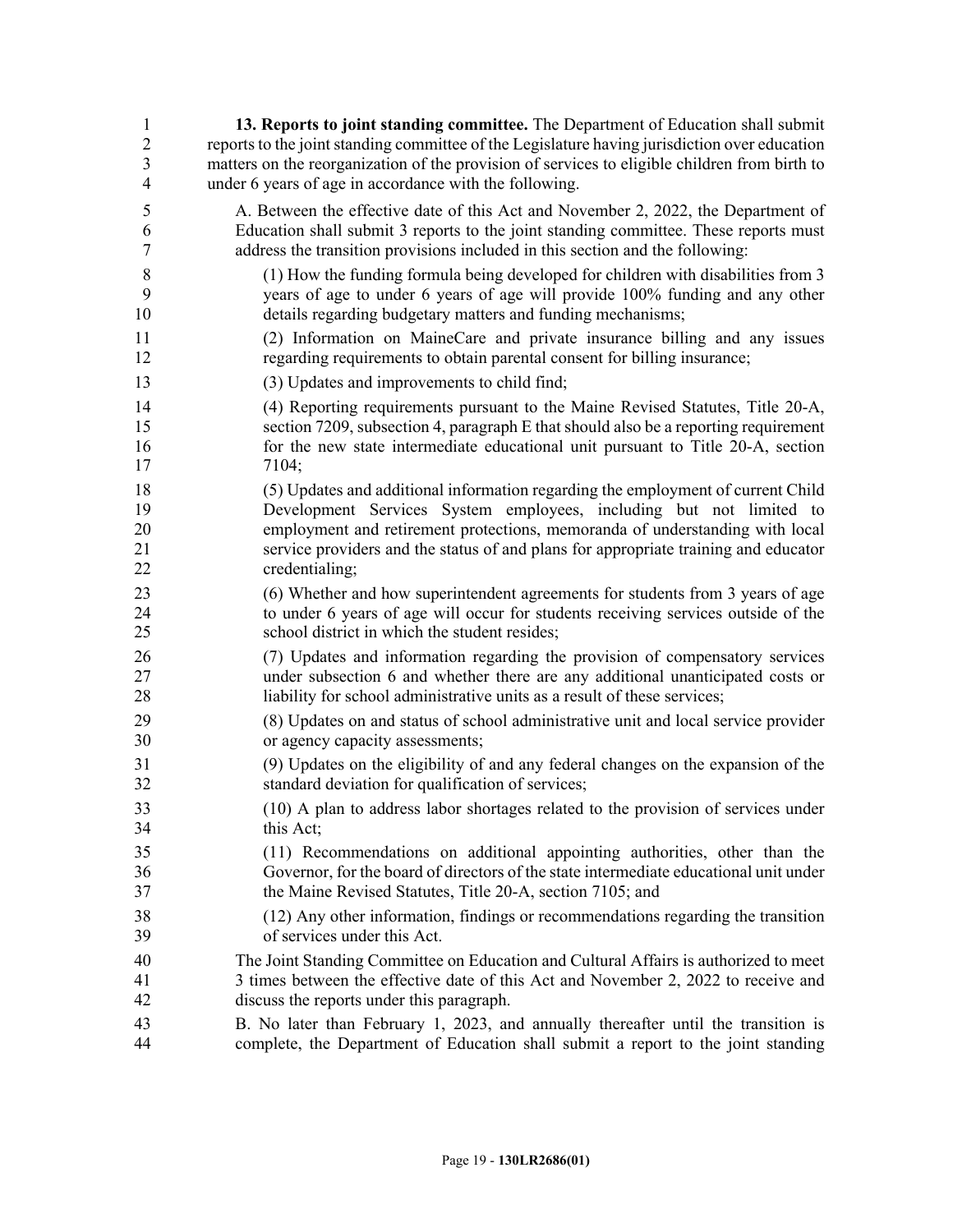**13. Reports to joint standing committee.** The Department of Education shall submit reports to the joint standing committee of the Legislature having jurisdiction over education matters on the reorganization of the provision of services to eligible children from birth to under 6 years of age in accordance with the following.

A. Between the effective date of this Act and November 2, 2022, the Department of Education shall submit 3 reports to the joint standing committee. These reports must address the transition provisions included in this section and the following:

(1) How the funding formula being developed for children with disabilities from 3 years of age to under 6 years of age will provide 100% funding and any other details regarding budgetary matters and funding mechanisms;

(2) Information on MaineCare and private insurance billing and any issues regarding requirements to obtain parental consent for billing insurance;

(3) Updates and improvements to child find;

(4) Reporting requirements pursuant to the Maine Revised Statutes, Title 20-A, section 7209, subsection 4, paragraph E that should also be a reporting requirement for the new state intermediate educational unit pursuant to Title 20-A, section 7104;

(5) Updates and additional information regarding the employment of current Child Development Services System employees, including but not limited to employment and retirement protections, memoranda of understanding with local service providers and the status of and plans for appropriate training and educator credentialing;

(6) Whether and how superintendent agreements for students from 3 years of age to under 6 years of age will occur for students receiving services outside of the school district in which the student resides;

(7) Updates and information regarding the provision of compensatory services under subsection 6 and whether there are any additional unanticipated costs or liability for school administrative units as a result of these services;

(8) Updates on and status of school administrative unit and local service provider or agency capacity assessments;

(9) Updates on the eligibility of and any federal changes on the expansion of the standard deviation for qualification of services;

(10) A plan to address labor shortages related to the provision of services under this Act;

(11) Recommendations on additional appointing authorities, other than the Governor, for the board of directors of the state intermediate educational unit under the Maine Revised Statutes, Title 20-A, section 7105; and

(12) Any other information, findings or recommendations regarding the transition of services under this Act.

The Joint Standing Committee on Education and Cultural Affairs is authorized to meet 3 times between the effective date of this Act and November 2, 2022 to receive and discuss the reports under this paragraph.

B. No later than February 1, 2023, and annually thereafter until the transition is complete, the Department of Education shall submit a report to the joint standing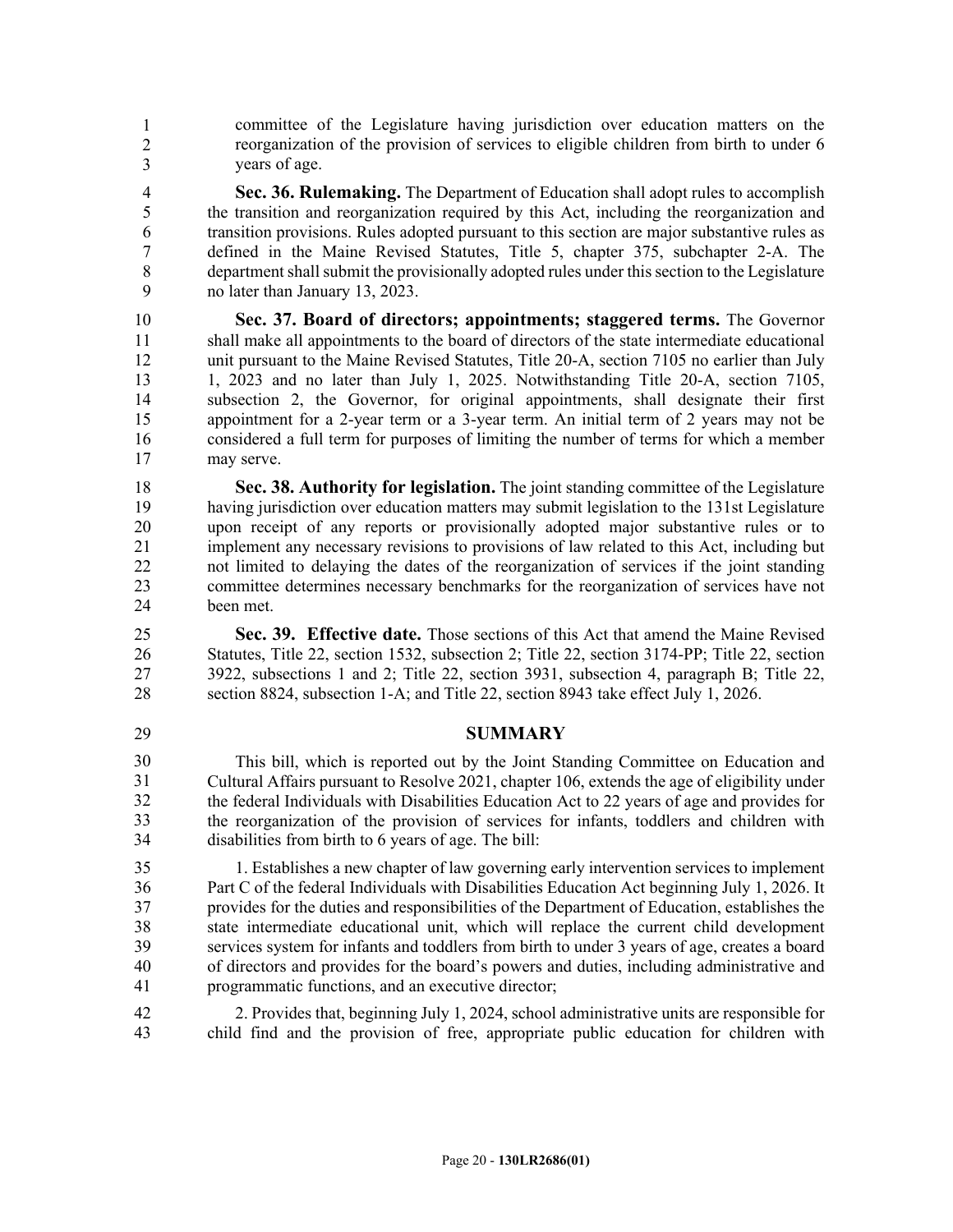committee of the Legislature having jurisdiction over education matters on the reorganization of the provision of services to eligible children from birth to under 6 years of age.

**Sec. 36. Rulemaking.** The Department of Education shall adopt rules to accomplish the transition and reorganization required by this Act, including the reorganization and transition provisions. Rules adopted pursuant to this section are major substantive rules as defined in the Maine Revised Statutes, Title 5, chapter 375, subchapter 2-A. The department shall submit the provisionally adopted rules under this section to the Legislature no later than January 13, 2023.

**Sec. 37. Board of directors; appointments; staggered terms.** The Governor shall make all appointments to the board of directors of the state intermediate educational unit pursuant to the Maine Revised Statutes, Title 20-A, section 7105 no earlier than July 1, 2023 and no later than July 1, 2025. Notwithstanding Title 20-A, section 7105, subsection 2, the Governor, for original appointments, shall designate their first appointment for a 2-year term or a 3-year term. An initial term of 2 years may not be considered a full term for purposes of limiting the number of terms for which a member may serve.

**Sec. 38. Authority for legislation.** The joint standing committee of the Legislature having jurisdiction over education matters may submit legislation to the 131st Legislature upon receipt of any reports or provisionally adopted major substantive rules or to implement any necessary revisions to provisions of law related to this Act, including but not limited to delaying the dates of the reorganization of services if the joint standing committee determines necessary benchmarks for the reorganization of services have not been met.

**Sec. 39. Effective date.** Those sections of this Act that amend the Maine Revised Statutes, Title 22, section 1532, subsection 2; Title 22, section 3174-PP; Title 22, section 3922, subsections 1 and 2; Title 22, section 3931, subsection 4, paragraph B; Title 22, section 8824, subsection 1-A; and Title 22, section 8943 take effect July 1, 2026.

## SUMMARY

This bill, which is reported out by the Joint Standing Committee on Education and Cultural Affairs pursuant to Resolve 2021, chapter 106, extends the age of eligibility under the federal Individuals with Disabilities Education Act to 22 years of age and provides for the reorganization of the provision of services for infants, toddlers and children with disabilities from birth to 6 years of age. The bill:

1. Establishes a new chapter of law governing early intervention services to implement Part C of the federal Individuals with Disabilities Education Act beginning July 1, 2026. It provides for the duties and responsibilities of the Department of Education, establishes the state intermediate educational unit, which will replace the current child development services system for infants and toddlers from birth to under 3 years of age, creates a board of directors and provides for the board's powers and duties, including administrative and programmatic functions, and an executive director;

2. Provides that, beginning July 1, 2024, school administrative units are responsible for child find and the provision of free, appropriate public education for children with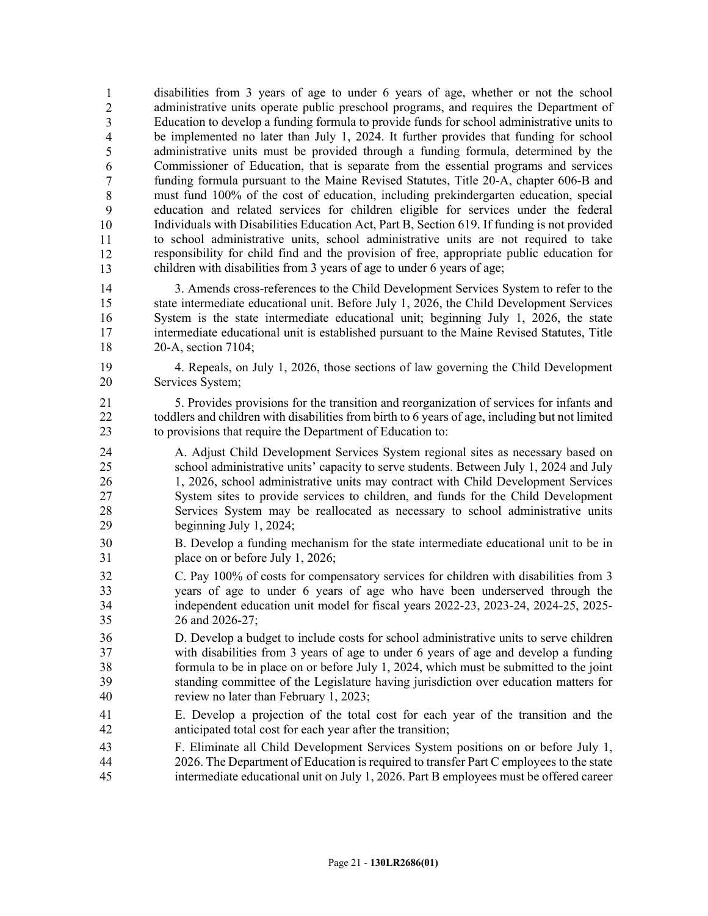disabilities from 3 years of age to under 6 years of age, whether or not the school administrative units operate public preschool programs, and requires the Department of Education to develop a funding formula to provide funds for school administrative units to be implemented no later than July 1, 2024. It further provides that funding for school administrative units must be provided through a funding formula, determined by the Commissioner of Education, that is separate from the essential programs and services funding formula pursuant to the Maine Revised Statutes, Title 20-A, chapter 606-B and must fund 100% of the cost of education, including prekindergarten education, special education and related services for children eligible for services under the federal Individuals with Disabilities Education Act, Part B, Section 619. If funding is not provided to school administrative units, school administrative units are not required to take responsibility for child find and the provision of free, appropriate public education for children with disabilities from 3 years of age to under 6 years of age;

3. Amends cross-references to the Child Development Services System to refer to the state intermediate educational unit. Before July 1, 2026, the Child Development Services System is the state intermediate educational unit; beginning July 1, 2026, the state intermediate educational unit is established pursuant to the Maine Revised Statutes, Title 20-A, section 7104;

4. Repeals, on July 1, 2026, those sections of law governing the Child Development Services System;

5. Provides provisions for the transition and reorganization of services for infants and toddlers and children with disabilities from birth to 6 years of age, including but not limited to provisions that require the Department of Education to:

A. Adjust Child Development Services System regional sites as necessary based on school administrative units' capacity to serve students. Between July 1, 2024 and July 1, 2026, school administrative units may contract with Child Development Services System sites to provide services to children, and funds for the Child Development Services System may be reallocated as necessary to school administrative units beginning July 1, 2024;

B. Develop a funding mechanism for the state intermediate educational unit to be in place on or before July 1, 2026;

C. Pay 100% of costs for compensatory services for children with disabilities from 3 years of age to under 6 years of age who have been underserved through the independent education unit model for fiscal years 2022-23, 2023-24, 2024-25, 2025-26 and 2026-27;

D. Develop a budget to include costs for school administrative units to serve children with disabilities from 3 years of age to under 6 years of age and develop a funding formula to be in place on or before July 1, 2024, which must be submitted to the joint standing committee of the Legislature having jurisdiction over education matters for review no later than February 1, 2023;

E. Develop a projection of the total cost for each year of the transition and the anticipated total cost for each year after the transition;

F. Eliminate all Child Development Services System positions on or before July 1, 2026. The Department of Education is required to transfer Part C employees to the state intermediate educational unit on July 1, 2026. Part B employees must be offered career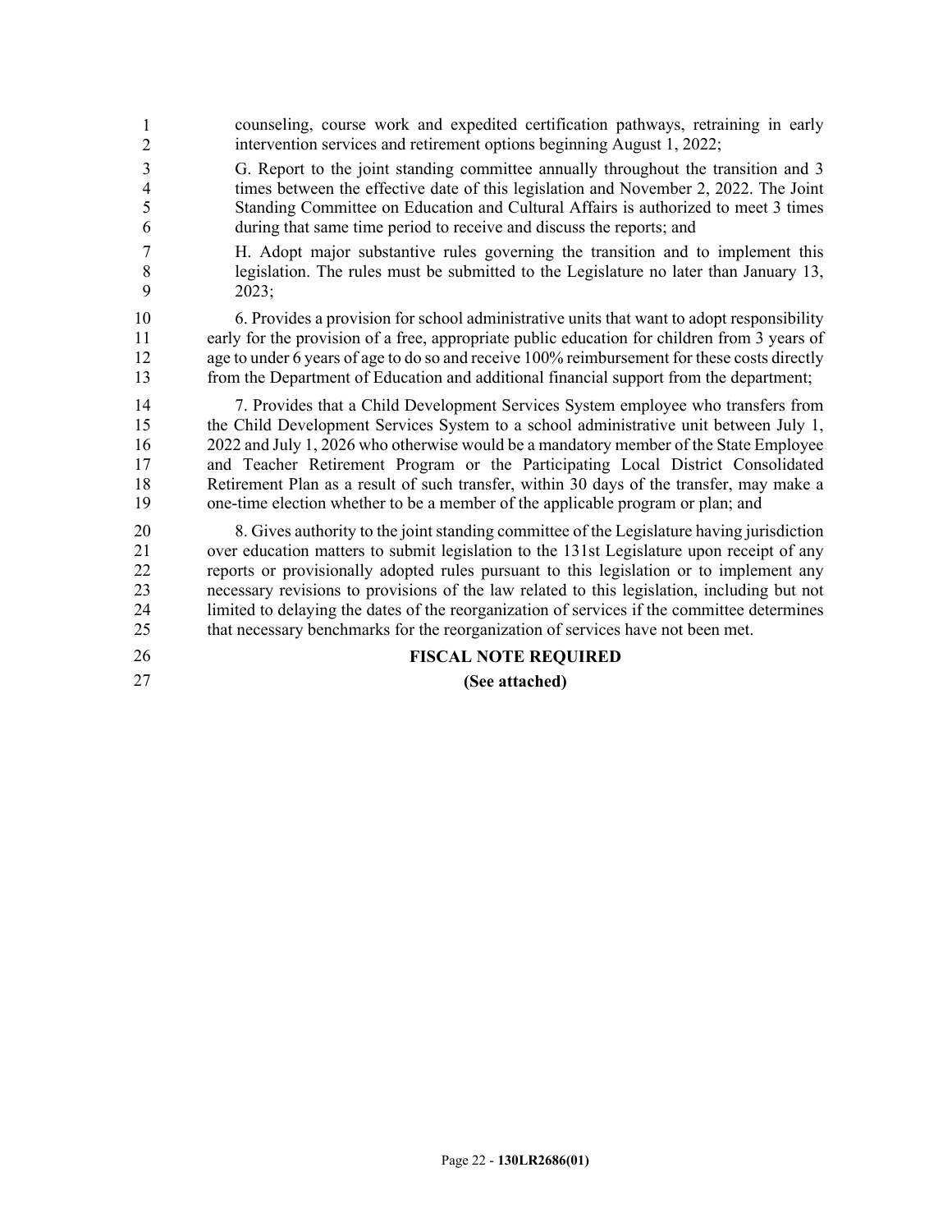counseling, course work and expedited certification pathways, retraining in early intervention services and retirement options beginning August 1, 2022;

G. Report to the joint standing committee annually throughout the transition and 3 times between the effective date of this legislation and November 2, 2022. The Joint Standing Committee on Education and Cultural Affairs is authorized to meet 3 times during that same time period to receive and discuss the reports; and

H. Adopt major substantive rules governing the transition and to implement this legislation. The rules must be submitted to the Legislature no later than January 13, 2023;

6. Provides a provision for school administrative units that want to adopt responsibility early for the provision of a free, appropriate public education for children from 3 years of age to under 6 years of age to do so and receive 100% reimbursement for these costs directly from the Department of Education and additional financial support from the department;

7. Provides that a Child Development Services System employee who transfers from the Child Development Services System to a school administrative unit between July 1, 2022 and July 1, 2026 who otherwise would be a mandatory member of the State Employee and Teacher Retirement Program or the Participating Local District Consolidated Retirement Plan as a result of such transfer, within 30 days of the transfer, may make a one-time election whether to be a member of the applicable program or plan; and

8. Gives authority to the joint standing committee of the Legislature having jurisdiction over education matters to submit legislation to the 131st Legislature upon receipt of any reports or provisionally adopted rules pursuant to this legislation or to implement any necessary revisions to provisions of the law related to this legislation, including but not limited to delaying the dates of the reorganization of services if the committee determines that necessary benchmarks for the reorganization of services have not been met.

**FISCAL NOTE REQUIRED**

**(See attached)**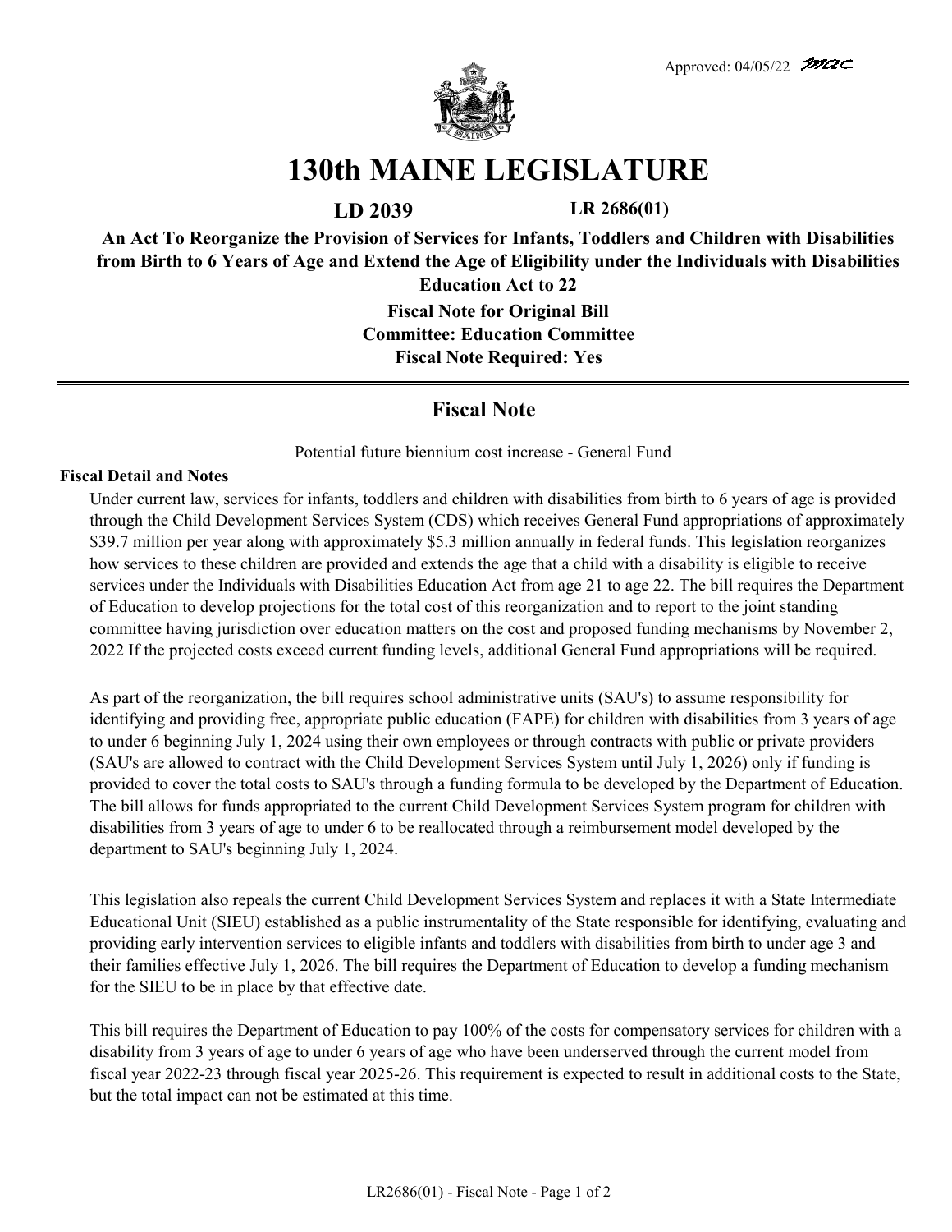Approved: 04/05/22 *mac*

# 130th MAINE LEGISLATURE

**LD 2039** **LR 2686(01)**

**An Act To Reorganize the Provision of Services for Infants, Toddlers and Children with Disabilities from Birth to 6 Years of Age and Extend the Age of Eligibility under the Individuals with Disabilities Education Act to 22**

**Fiscal Note for Original Bill**
**Committee: Education Committee**
**Fiscal Note Required: Yes**

## Fiscal Note

Potential future biennium cost increase - General Fund

**Fiscal Detail and Notes**

Under current law, services for infants, toddlers and children with disabilities from birth to 6 years of age is provided through the Child Development Services System (CDS) which receives General Fund appropriations of approximately $39.7 million per year along with approximately $5.3 million annually in federal funds. This legislation reorganizes how services to these children are provided and extends the age that a child with a disability is eligible to receive services under the Individuals with Disabilities Education Act from age 21 to age 22. The bill requires the Department of Education to develop projections for the total cost of this reorganization and to report to the joint standing committee having jurisdiction over education matters on the cost and proposed funding mechanisms by November 2, 2022 If the projected costs exceed current funding levels, additional General Fund appropriations will be required.

As part of the reorganization, the bill requires school administrative units (SAU's) to assume responsibility for identifying and providing free, appropriate public education (FAPE) for children with disabilities from 3 years of age to under 6 beginning July 1, 2024 using their own employees or through contracts with public or private providers (SAU's are allowed to contract with the Child Development Services System until July 1, 2026) only if funding is provided to cover the total costs to SAU's through a funding formula to be developed by the Department of Education. The bill allows for funds appropriated to the current Child Development Services System program for children with disabilities from 3 years of age to under 6 to be reallocated through a reimbursement model developed by the department to SAU's beginning July 1, 2024.

This legislation also repeals the current Child Development Services System and replaces it with a State Intermediate Educational Unit (SIEU) established as a public instrumentality of the State responsible for identifying, evaluating and providing early intervention services to eligible infants and toddlers with disabilities from birth to under age 3 and their families effective July 1, 2026. The bill requires the Department of Education to develop a funding mechanism for the SIEU to be in place by that effective date.

This bill requires the Department of Education to pay 100% of the costs for compensatory services for children with a disability from 3 years of age to under 6 years of age who have been underserved through the current model from fiscal year 2022-23 through fiscal year 2025-26. This requirement is expected to result in additional costs to the State, but the total impact can not be estimated at this time.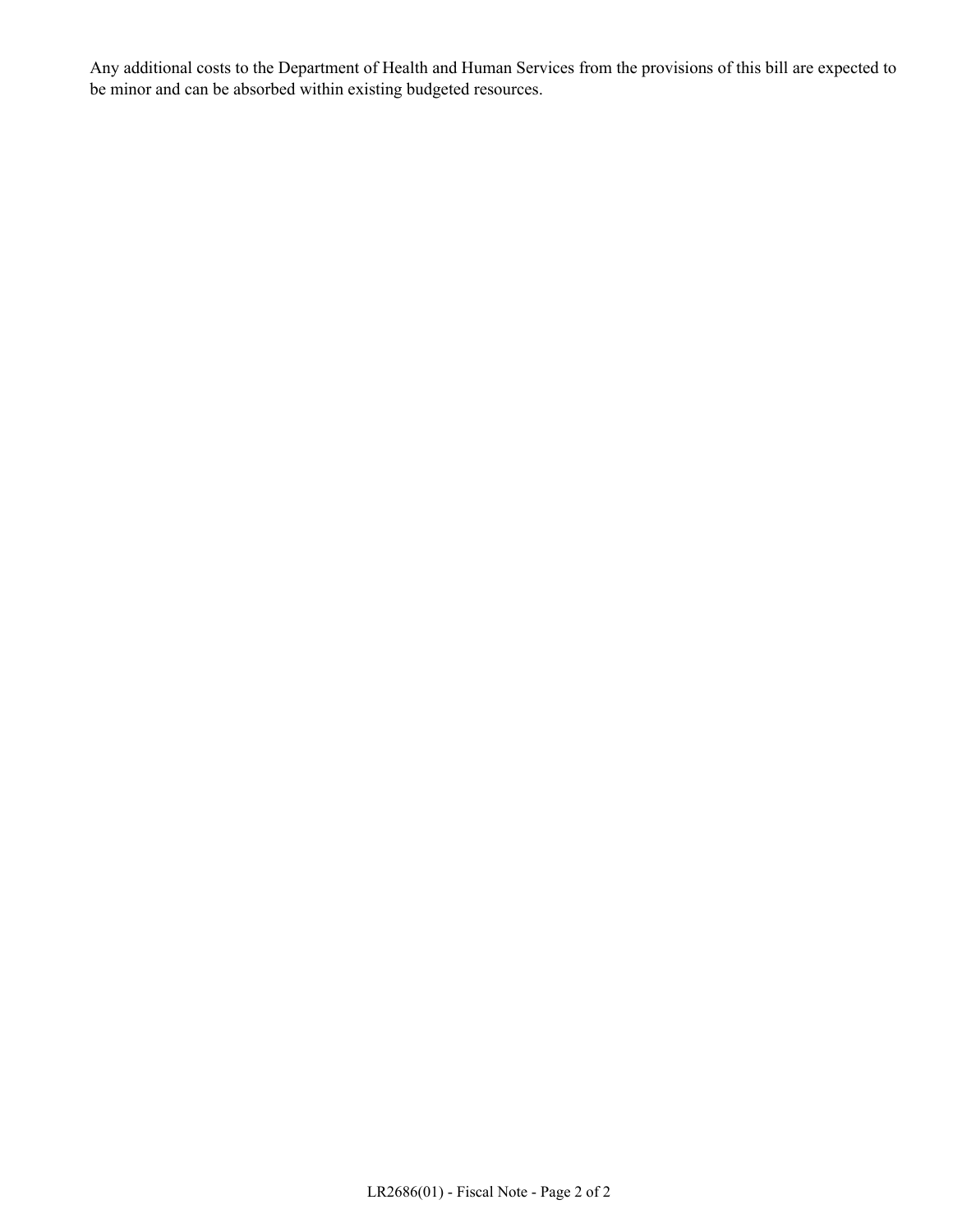Any additional costs to the Department of Health and Human Services from the provisions of this bill are expected to be minor and can be absorbed within existing budgeted resources.